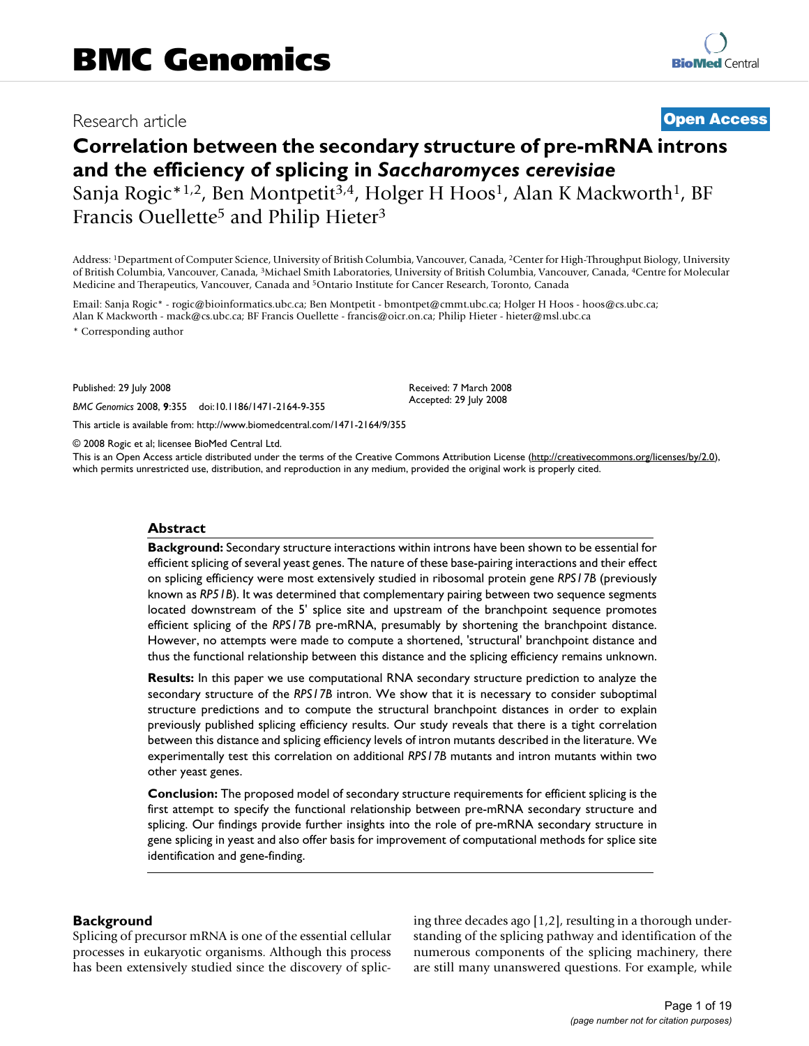Research article **Open Access**

# Correlation between the secondary structure of pre-mRNA introns and the efficiency of splicing in *Saccharomyces cerevisiae*

Sanja Rogic*[1,2], Ben Montpetit[3,4], Holger H Hoos[1], Alan K Mackworth[1], BF Francis Ouellette[5] and Philip Hieter[3]

Address: [1]Department of Computer Science, University of British Columbia, Vancouver, Canada, [2]Center for High-Throughput Biology, University of British Columbia, Vancouver, Canada, [3]Michael Smith Laboratories, University of British Columbia, Vancouver, Canada, [4]Centre for Molecular Medicine and Therapeutics, Vancouver, Canada and [5]Ontario Institute for Cancer Research, Toronto, Canada

Email: Sanja Rogic* - rogic@bioinformatics.ubc.ca; Ben Montpetit - bmontpet@cmmt.ubc.ca; Holger H Hoos - hoos@cs.ubc.ca; Alan K Mackworth - mack@cs.ubc.ca; BF Francis Ouellette - francis@oicr.on.ca; Philip Hieter - hieter@msl.ubc.ca

\* Corresponding author

Published: 29 July 2008

*BMC Genomics* 2008, **9**:355 doi:10.1186/1471-2164-9-355

Received: 7 March 2008
Accepted: 29 July 2008

This article is available from: http://www.biomedcentral.com/1471-2164/9/355

© 2008 Rogic et al; licensee BioMed Central Ltd.

This is an Open Access article distributed under the terms of the Creative Commons Attribution License (http://creativecommons.org/licenses/by/2.0), which permits unrestricted use, distribution, and reproduction in any medium, provided the original work is properly cited.

## Abstract

**Background:** Secondary structure interactions within introns have been shown to be essential for efficient splicing of several yeast genes. The nature of these base-pairing interactions and their effect on splicing efficiency were most extensively studied in ribosomal protein gene *RPS17B* (previously known as *RP51B*). It was determined that complementary pairing between two sequence segments located downstream of the 5' splice site and upstream of the branchpoint sequence promotes efficient splicing of the *RPS17B* pre-mRNA, presumably by shortening the branchpoint distance. However, no attempts were made to compute a shortened, 'structural' branchpoint distance and thus the functional relationship between this distance and the splicing efficiency remains unknown.

**Results:** In this paper we use computational RNA secondary structure prediction to analyze the secondary structure of the *RPS17B* intron. We show that it is necessary to consider suboptimal structure predictions and to compute the structural branchpoint distances in order to explain previously published splicing efficiency results. Our study reveals that there is a tight correlation between this distance and splicing efficiency levels of intron mutants described in the literature. We experimentally test this correlation on additional *RPS17B* mutants and intron mutants within two other yeast genes.

**Conclusion:** The proposed model of secondary structure requirements for efficient splicing is the first attempt to specify the functional relationship between pre-mRNA secondary structure and splicing. Our findings provide further insights into the role of pre-mRNA secondary structure in gene splicing in yeast and also offer basis for improvement of computational methods for splice site identification and gene-finding.

## Background

Splicing of precursor mRNA is one of the essential cellular processes in eukaryotic organisms. Although this process has been extensively studied since the discovery of splicing three decades ago [1,2], resulting in a thorough understanding of the splicing pathway and identification of the numerous components of the splicing machinery, there are still many unanswered questions. For example, while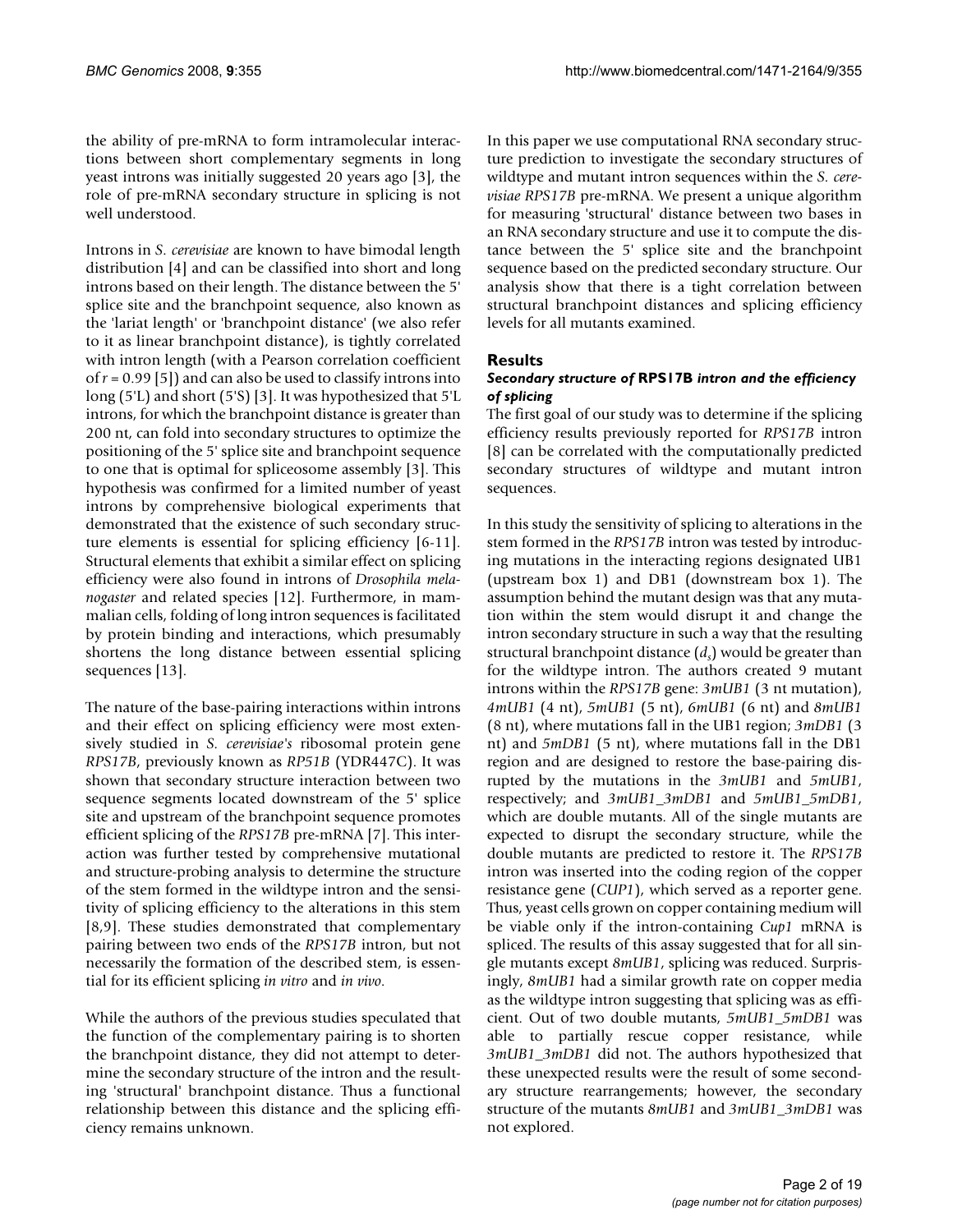the ability of pre-mRNA to form intramolecular interactions between short complementary segments in long yeast introns was initially suggested 20 years ago [3], the role of pre-mRNA secondary structure in splicing is not well understood.

Introns in *S. cerevisiae* are known to have bimodal length distribution [4] and can be classified into short and long introns based on their length. The distance between the 5' splice site and the branchpoint sequence, also known as the 'lariat length' or 'branchpoint distance' (we also refer to it as linear branchpoint distance), is tightly correlated with intron length (with a Pearson correlation coefficient of $r = 0.99$ [5]) and can also be used to classify introns into long (5'L) and short (5'S) [3]. It was hypothesized that 5'L introns, for which the branchpoint distance is greater than 200 nt, can fold into secondary structures to optimize the positioning of the 5' splice site and branchpoint sequence to one that is optimal for spliceosome assembly [3]. This hypothesis was confirmed for a limited number of yeast introns by comprehensive biological experiments that demonstrated that the existence of such secondary structure elements is essential for splicing efficiency [6-11]. Structural elements that exhibit a similar effect on splicing efficiency were also found in introns of *Drosophila melanogaster* and related species [12]. Furthermore, in mammalian cells, folding of long intron sequences is facilitated by protein binding and interactions, which presumably shortens the long distance between essential splicing sequences [13].

The nature of the base-pairing interactions within introns and their effect on splicing efficiency were most extensively studied in *S. cerevisiae's* ribosomal protein gene *RPS17B*, previously known as *RP51B* (YDR447C). It was shown that secondary structure interaction between two sequence segments located downstream of the 5' splice site and upstream of the branchpoint sequence promotes efficient splicing of the *RPS17B* pre-mRNA [7]. This interaction was further tested by comprehensive mutational and structure-probing analysis to determine the structure of the stem formed in the wildtype intron and the sensitivity of splicing efficiency to the alterations in this stem [8,9]. These studies demonstrated that complementary pairing between two ends of the *RPS17B* intron, but not necessarily the formation of the described stem, is essential for its efficient splicing *in vitro* and *in vivo*.

While the authors of the previous studies speculated that the function of the complementary pairing is to shorten the branchpoint distance, they did not attempt to determine the secondary structure of the intron and the resulting 'structural' branchpoint distance. Thus a functional relationship between this distance and the splicing efficiency remains unknown.

In this paper we use computational RNA secondary structure prediction to investigate the secondary structures of wildtype and mutant intron sequences within the *S. cerevisiae RPS17B* pre-mRNA. We present a unique algorithm for measuring 'structural' distance between two bases in an RNA secondary structure and use it to compute the distance between the 5' splice site and the branchpoint sequence based on the predicted secondary structure. Our analysis show that there is a tight correlation between structural branchpoint distances and splicing efficiency levels for all mutants examined.

## Results

### *Secondary structure of* RPS17B *intron and the efficiency of splicing*

The first goal of our study was to determine if the splicing efficiency results previously reported for *RPS17B* intron [8] can be correlated with the computationally predicted secondary structures of wildtype and mutant intron sequences.

In this study the sensitivity of splicing to alterations in the stem formed in the *RPS17B* intron was tested by introducing mutations in the interacting regions designated UB1 (upstream box 1) and DB1 (downstream box 1). The assumption behind the mutant design was that any mutation within the stem would disrupt it and change the intron secondary structure in such a way that the resulting structural branchpoint distance ($d_s$) would be greater than for the wildtype intron. The authors created 9 mutant introns within the *RPS17B* gene: *3mUB1* (3 nt mutation), *4mUB1* (4 nt), *5mUB1* (5 nt), *6mUB1* (6 nt) and *8mUB1* (8 nt), where mutations fall in the UB1 region; *3mDB1* (3 nt) and *5mDB1* (5 nt), where mutations fall in the DB1 region and are designed to restore the base-pairing disrupted by the mutations in the *3mUB1* and *5mUB1*, respectively; and *3mUB1_3mDB1* and *5mUB1_5mDB1*, which are double mutants. All of the single mutants are expected to disrupt the secondary structure, while the double mutants are predicted to restore it. The *RPS17B* intron was inserted into the coding region of the copper resistance gene (*CUP1*), which served as a reporter gene. Thus, yeast cells grown on copper containing medium will be viable only if the intron-containing *Cup1* mRNA is spliced. The results of this assay suggested that for all single mutants except *8mUB1*, splicing was reduced. Surprisingly, *8mUB1* had a similar growth rate on copper media as the wildtype intron suggesting that splicing was as efficient. Out of two double mutants, *5mUB1_5mDB1* was able to partially rescue copper resistance, while *3mUB1_3mDB1* did not. The authors hypothesized that these unexpected results were the result of some secondary structure rearrangements; however, the secondary structure of the mutants *8mUB1* and *3mUB1_3mDB1* was not explored.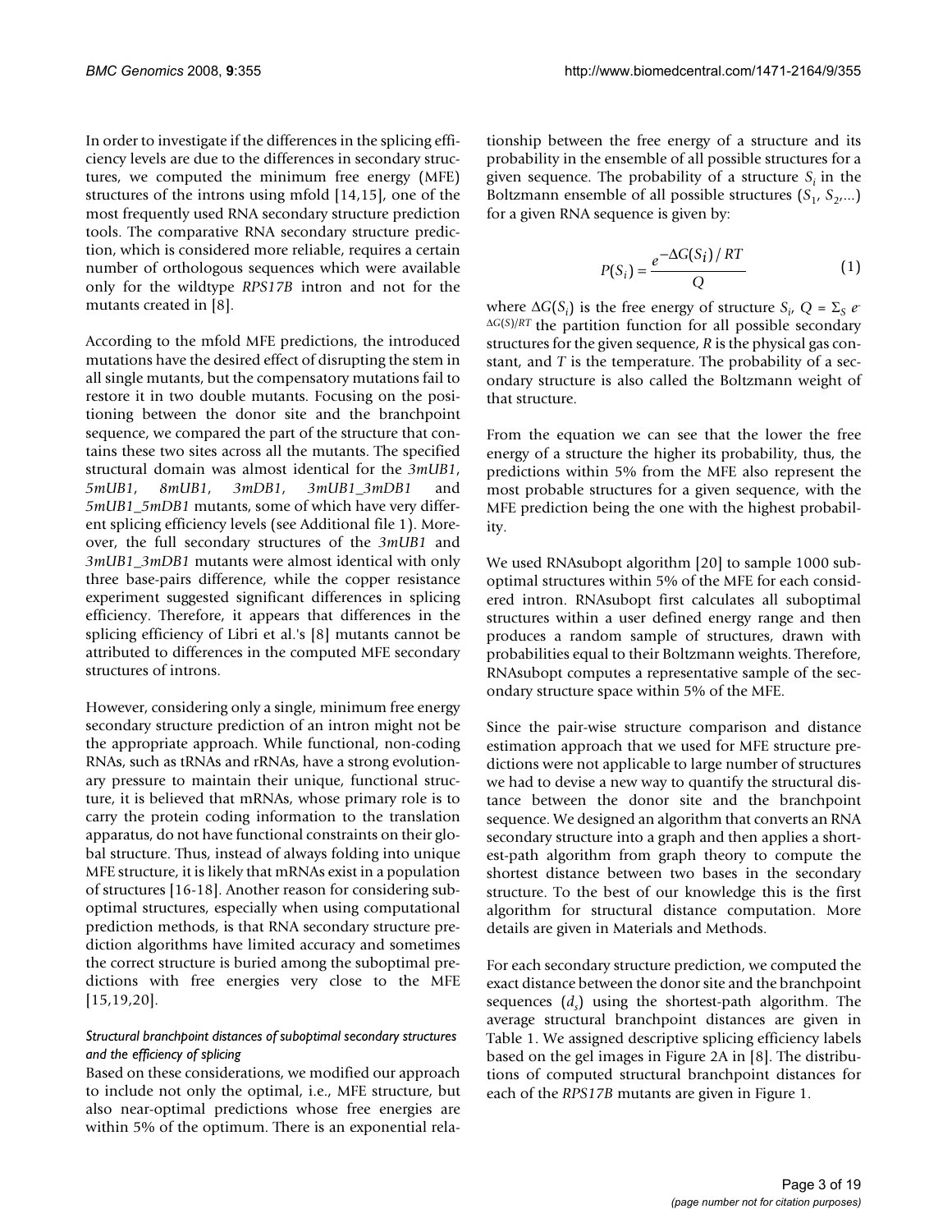In order to investigate if the differences in the splicing efficiency levels are due to the differences in secondary structures, we computed the minimum free energy (MFE) structures of the introns using mfold [14,15], one of the most frequently used RNA secondary structure prediction tools. The comparative RNA secondary structure prediction, which is considered more reliable, requires a certain number of orthologous sequences which were available only for the wildtype *RPS17B* intron and not for the mutants created in [8].

According to the mfold MFE predictions, the introduced mutations have the desired effect of disrupting the stem in all single mutants, but the compensatory mutations fail to restore it in two double mutants. Focusing on the positioning between the donor site and the branchpoint sequence, we compared the part of the structure that contains these two sites across all the mutants. The specified structural domain was almost identical for the *3mUB1*, *5mUB1*, *8mUB1*, *3mDB1*, *3mUB1_3mDB1* and *5mUB1_5mDB1* mutants, some of which have very different splicing efficiency levels (see Additional file 1). Moreover, the full secondary structures of the *3mUB1* and *3mUB1_3mDB1* mutants were almost identical with only three base-pairs difference, while the copper resistance experiment suggested significant differences in splicing efficiency. Therefore, it appears that differences in the splicing efficiency of Libri et al.'s [8] mutants cannot be attributed to differences in the computed MFE secondary structures of introns.

However, considering only a single, minimum free energy secondary structure prediction of an intron might not be the appropriate approach. While functional, non-coding RNAs, such as tRNAs and rRNAs, have a strong evolutionary pressure to maintain their unique, functional structure, it is believed that mRNAs, whose primary role is to carry the protein coding information to the translation apparatus, do not have functional constraints on their global structure. Thus, instead of always folding into unique MFE structure, it is likely that mRNAs exist in a population of structures [16-18]. Another reason for considering suboptimal structures, especially when using computational prediction methods, is that RNA secondary structure prediction algorithms have limited accuracy and sometimes the correct structure is buried among the suboptimal predictions with free energies very close to the MFE [15,19,20].

#### *Structural branchpoint distances of suboptimal secondary structures and the efficiency of splicing*

Based on these considerations, we modified our approach to include not only the optimal, i.e., MFE structure, but also near-optimal predictions whose free energies are within 5% of the optimum. There is an exponential relationship between the free energy of a structure and its probability in the ensemble of all possible structures for a given sequence. The probability of a structure $S_i$ in the Boltzmann ensemble of all possible structures ($S_1$, $S_2$,...) for a given RNA sequence is given by:

$$P(S_i) = \frac{e^{-\Delta G(S_i)/RT}}{Q} \quad (1)$$

where $\Delta G(S_i)$ is the free energy of structure $S_i$, $Q = \Sigma_S e^{-\Delta G(S)/RT}$ the partition function for all possible secondary structures for the given sequence, $R$ is the physical gas constant, and $T$ is the temperature. The probability of a secondary structure is also called the Boltzmann weight of that structure.

From the equation we can see that the lower the free energy of a structure the higher its probability, thus, the predictions within 5% from the MFE also represent the most probable structures for a given sequence, with the MFE prediction being the one with the highest probability.

We used RNAsubopt algorithm [20] to sample 1000 suboptimal structures within 5% of the MFE for each considered intron. RNAsubopt first calculates all suboptimal structures within a user defined energy range and then produces a random sample of structures, drawn with probabilities equal to their Boltzmann weights. Therefore, RNAsubopt computes a representative sample of the secondary structure space within 5% of the MFE.

Since the pair-wise structure comparison and distance estimation approach that we used for MFE structure predictions were not applicable to large number of structures we had to devise a new way to quantify the structural distance between the donor site and the branchpoint sequence. We designed an algorithm that converts an RNA secondary structure into a graph and then applies a shortest-path algorithm from graph theory to compute the shortest distance between two bases in the secondary structure. To the best of our knowledge this is the first algorithm for structural distance computation. More details are given in Materials and Methods.

For each secondary structure prediction, we computed the exact distance between the donor site and the branchpoint sequences ($d_s$) using the shortest-path algorithm. The average structural branchpoint distances are given in Table 1. We assigned descriptive splicing efficiency labels based on the gel images in Figure 2A in [8]. The distributions of computed structural branchpoint distances for each of the *RPS17B* mutants are given in Figure 1.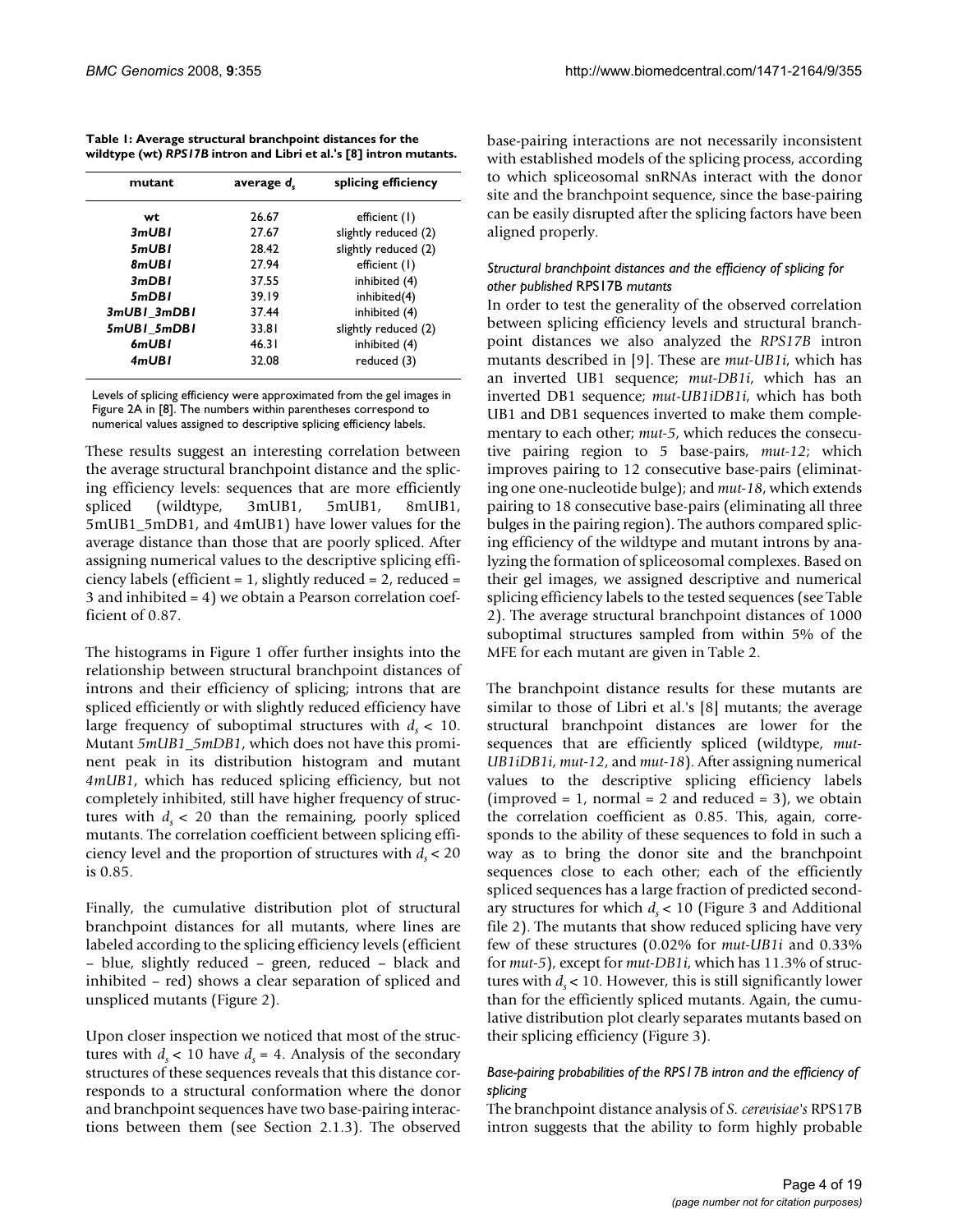**Table 1: Average structural branchpoint distances for the wildtype (wt) *RPS17B* intron and Libri et al.'s [8] intron mutants.**

| mutant | average $d_s$ | splicing efficiency |
|---|---|---|
| wt | 26.67 | efficient (1) |
| *3mUB1* | 27.67 | slightly reduced (2) |
| *5mUB1* | 28.42 | slightly reduced (2) |
| *8mUB1* | 27.94 | efficient (1) |
| *3mDB1* | 37.55 | inhibited (4) |
| *5mDB1* | 39.19 | inhibited(4) |
| *3mUB1_3mDB1* | 37.44 | inhibited (4) |
| *5mUB1_5mDB1* | 33.81 | slightly reduced (2) |
| *6mUB1* | 46.31 | inhibited (4) |
| *4mUB1* | 32.08 | reduced (3) |

Levels of splicing efficiency were approximated from the gel images in Figure 2A in [8]. The numbers within parentheses correspond to numerical values assigned to descriptive splicing efficiency labels.

These results suggest an interesting correlation between the average structural branchpoint distance and the splicing efficiency levels: sequences that are more efficiently spliced (wildtype, 3mUB1, 5mUB1, 8mUB1, 5mUB1_5mDB1, and 4mUB1) have lower values for the average distance than those that are poorly spliced. After assigning numerical values to the descriptive splicing efficiency labels (efficient = 1, slightly reduced = 2, reduced = 3 and inhibited = 4) we obtain a Pearson correlation coefficient of 0.87.

The histograms in Figure 1 offer further insights into the relationship between structural branchpoint distances of introns and their efficiency of splicing; introns that are spliced efficiently or with slightly reduced efficiency have large frequency of suboptimal structures with $d_s < 10$. Mutant *5mUB1_5mDB1*, which does not have this prominent peak in its distribution histogram and mutant *4mUB1*, which has reduced splicing efficiency, but not completely inhibited, still have higher frequency of structures with $d_s < 20$ than the remaining, poorly spliced mutants. The correlation coefficient between splicing efficiency level and the proportion of structures with $d_s < 20$ is 0.85.

Finally, the cumulative distribution plot of structural branchpoint distances for all mutants, where lines are labeled according to the splicing efficiency levels (efficient – blue, slightly reduced – green, reduced – black and inhibited – red) shows a clear separation of spliced and unspliced mutants (Figure 2).

Upon closer inspection we noticed that most of the structures with $d_s < 10$ have $d_s = 4$. Analysis of the secondary structures of these sequences reveals that this distance corresponds to a structural conformation where the donor and branchpoint sequences have two base-pairing interactions between them (see Section 2.1.3). The observed base-pairing interactions are not necessarily inconsistent with established models of the splicing process, according to which spliceosomal snRNAs interact with the donor site and the branchpoint sequence, since the base-pairing can be easily disrupted after the splicing factors have been aligned properly.

#### *Structural branchpoint distances and the efficiency of splicing for other published* RPS17B *mutants*

In order to test the generality of the observed correlation between splicing efficiency levels and structural branchpoint distances we also analyzed the *RPS17B* intron mutants described in [9]. These are *mut-UB1i*, which has an inverted UB1 sequence; *mut-DB1i*, which has an inverted DB1 sequence; *mut-UB1iDB1i*, which has both UB1 and DB1 sequences inverted to make them complementary to each other; *mut-5*, which reduces the consecutive pairing region to 5 base-pairs, *mut-12*; which improves pairing to 12 consecutive base-pairs (eliminating one one-nucleotide bulge); and *mut-18*, which extends pairing to 18 consecutive base-pairs (eliminating all three bulges in the pairing region). The authors compared splicing efficiency of the wildtype and mutant introns by analyzing the formation of spliceosomal complexes. Based on their gel images, we assigned descriptive and numerical splicing efficiency labels to the tested sequences (see Table 2). The average structural branchpoint distances of 1000 suboptimal structures sampled from within 5% of the MFE for each mutant are given in Table 2.

The branchpoint distance results for these mutants are similar to those of Libri et al.'s [8] mutants; the average structural branchpoint distances are lower for the sequences that are efficiently spliced (wildtype, *mut-UB1iDB1i*, *mut-12*, and *mut-18*). After assigning numerical values to the descriptive splicing efficiency labels (improved = 1, normal = 2 and reduced = 3), we obtain the correlation coefficient as 0.85. This, again, corresponds to the ability of these sequences to fold in such a way as to bring the donor site and the branchpoint sequences close to each other; each of the efficiently spliced sequences has a large fraction of predicted secondary structures for which $d_s < 10$ (Figure 3 and Additional file 2). The mutants that show reduced splicing have very few of these structures (0.02% for *mut-UB1i* and 0.33% for *mut-5*), except for *mut-DB1i*, which has 11.3% of structures with $d_s < 10$. However, this is still significantly lower than for the efficiently spliced mutants. Again, the cumulative distribution plot clearly separates mutants based on their splicing efficiency (Figure 3).

#### *Base-pairing probabilities of the RPS17B intron and the efficiency of splicing*

The branchpoint distance analysis of *S. cerevisiae's* RPS17B intron suggests that the ability to form highly probable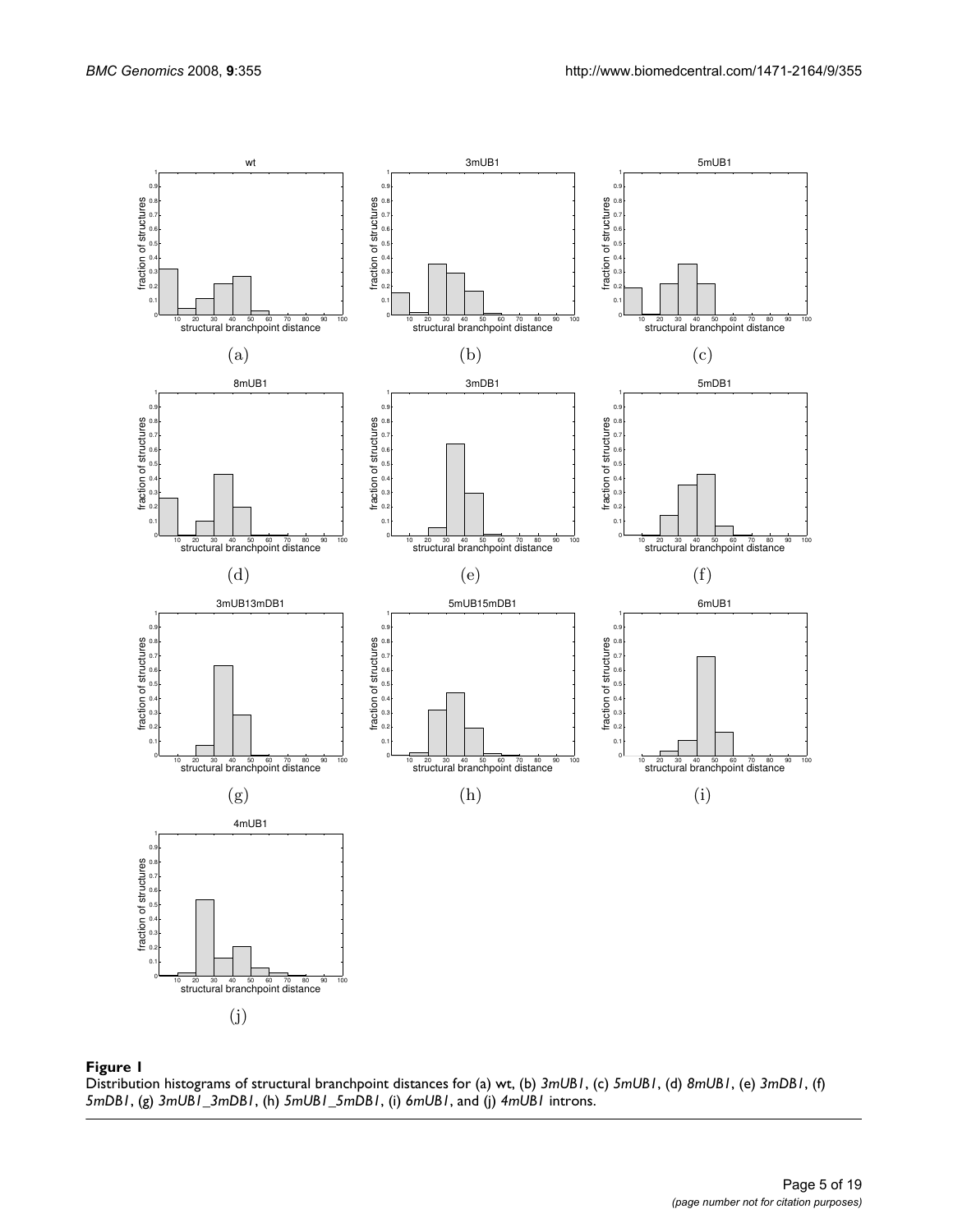**Figure 1**

Distribution histograms of structural branchpoint distances for (a) wt, (b) *3mUB1*, (c) *5mUB1*, (d) *8mUB1*, (e) *3mDB1*, (f) *5mDB1*, (g) *3mUB1_3mDB1*, (h) *5mUB1_5mDB1*, (i) *6mUB1*, and (j) *4mUB1* introns.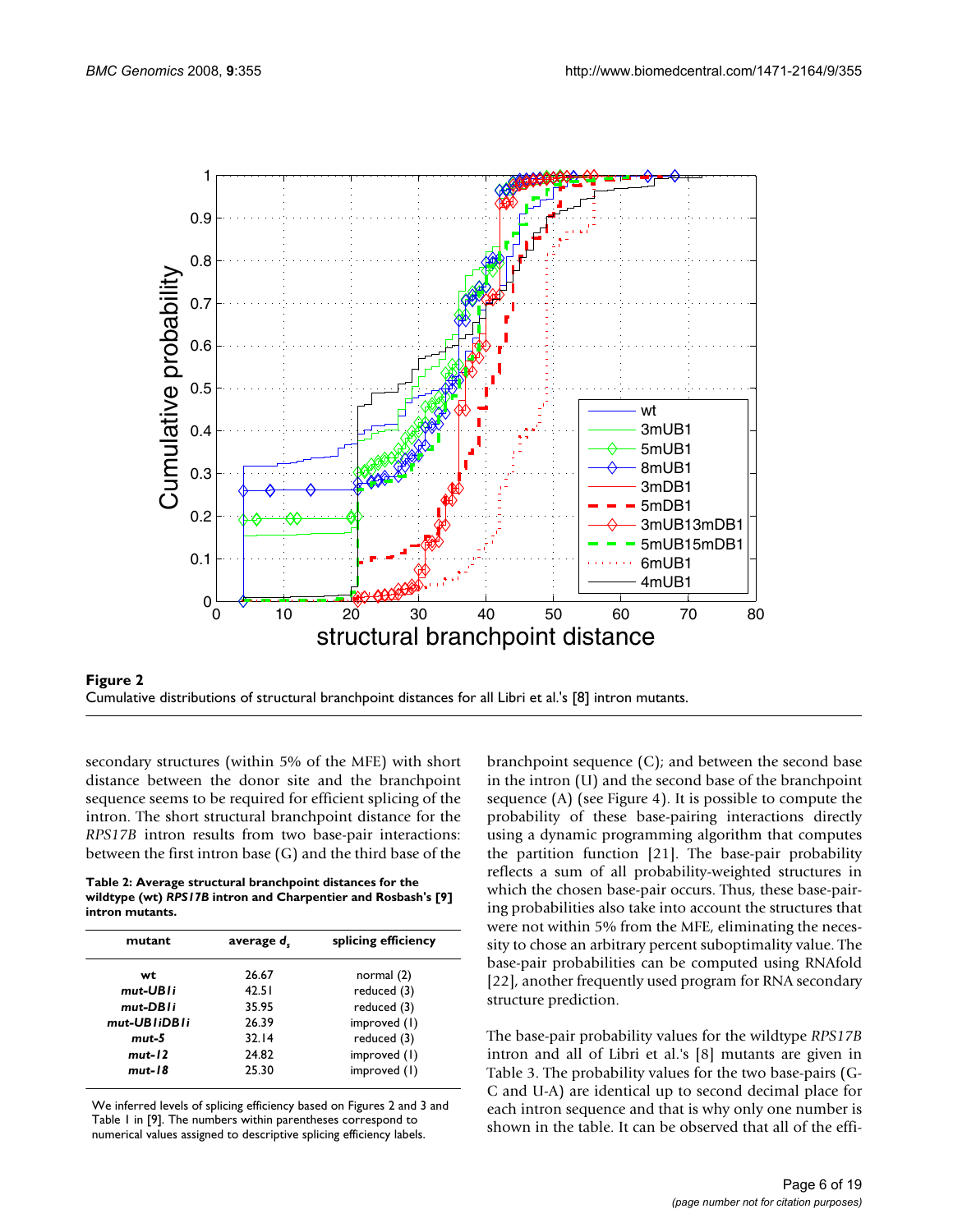**Figure 2**
Cumulative distributions of structural branchpoint distances for all Libri et al.'s [8] intron mutants.

secondary structures (within 5% of the MFE) with short distance between the donor site and the branchpoint sequence seems to be required for efficient splicing of the intron. The short structural branchpoint distance for the *RPS17B* intron results from two base-pair interactions: between the first intron base (G) and the third base of the branchpoint sequence (C); and between the second base in the intron (U) and the second base of the branchpoint sequence (A) (see Figure 4). It is possible to compute the probability of these base-pairing interactions directly using a dynamic programming algorithm that computes the partition function [21]. The base-pair probability reflects a sum of all probability-weighted structures in which the chosen base-pair occurs. Thus, these base-pairing probabilities also take into account the structures that were not within 5% from the MFE, eliminating the necessity to chose an arbitrary percent suboptimality value. The base-pair probabilities can be computed using RNAfold [22], another frequently used program for RNA secondary structure prediction.

**Table 2: Average structural branchpoint distances for the wildtype (wt) *RPS17B* intron and Charpentier and Rosbash's [9] intron mutants.**

| mutant | average $d_s$ | splicing efficiency |
|---|---|---|
| ***wt*** | 26.67 | normal (2) |
| ***mut-UB1i*** | 42.51 | reduced (3) |
| ***mut-DB1i*** | 35.95 | reduced (3) |
| ***mut-UB1iDB1i*** | 26.39 | improved (1) |
| ***mut-5*** | 32.14 | reduced (3) |
| ***mut-12*** | 24.82 | improved (1) |
| ***mut-18*** | 25.30 | improved (1) |

We inferred levels of splicing efficiency based on Figures 2 and 3 and Table 1 in [9]. The numbers within parentheses correspond to numerical values assigned to descriptive splicing efficiency labels.

The base-pair probability values for the wildtype *RPS17B* intron and all of Libri et al.'s [8] mutants are given in Table 3. The probability values for the two base-pairs (G-C and U-A) are identical up to second decimal place for each intron sequence and that is why only one number is shown in the table. It can be observed that all of the effi-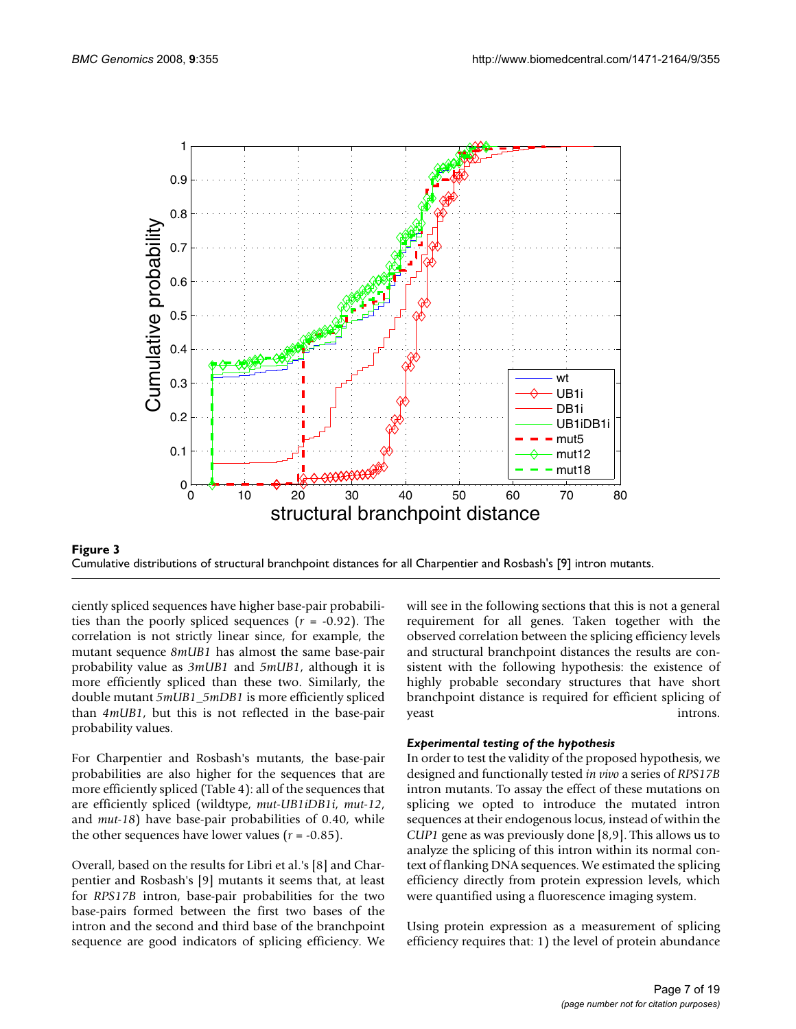**Figure 3**

Cumulative distributions of structural branchpoint distances for all Charpentier and Rosbash's [9] intron mutants.

ciently spliced sequences have higher base-pair probabilities than the poorly spliced sequences ($r$ = -0.92). The correlation is not strictly linear since, for example, the mutant sequence *8mUB1* has almost the same base-pair probability value as *3mUB1* and *5mUB1*, although it is more efficiently spliced than these two. Similarly, the double mutant *5mUB1_5mDB1* is more efficiently spliced than *4mUB1*, but this is not reflected in the base-pair probability values.

For Charpentier and Rosbash's mutants, the base-pair probabilities are also higher for the sequences that are more efficiently spliced (Table 4): all of the sequences that are efficiently spliced (wildtype, *mut-UB1iDB1i*, *mut-12*, and *mut-18*) have base-pair probabilities of 0.40, while the other sequences have lower values ($r$ = -0.85).

Overall, based on the results for Libri et al.'s [8] and Charpentier and Rosbash's [9] mutants it seems that, at least for *RPS17B* intron, base-pair probabilities for the two base-pairs formed between the first two bases of the intron and the second and third base of the branchpoint sequence are good indicators of splicing efficiency. We will see in the following sections that this is not a general requirement for all genes. Taken together with the observed correlation between the splicing efficiency levels and structural branchpoint distances the results are consistent with the following hypothesis: the existence of highly probable secondary structures that have short branchpoint distance is required for efficient splicing of yeast introns.

#### *Experimental testing of the hypothesis*

In order to test the validity of the proposed hypothesis, we designed and functionally tested *in vivo* a series of *RPS17B* intron mutants. To assay the effect of these mutations on splicing we opted to introduce the mutated intron sequences at their endogenous locus, instead of within the *CUP1* gene as was previously done [8,9]. This allows us to analyze the splicing of this intron within its normal context of flanking DNA sequences. We estimated the splicing efficiency directly from protein expression levels, which were quantified using a fluorescence imaging system.

Using protein expression as a measurement of splicing efficiency requires that: 1) the level of protein abundance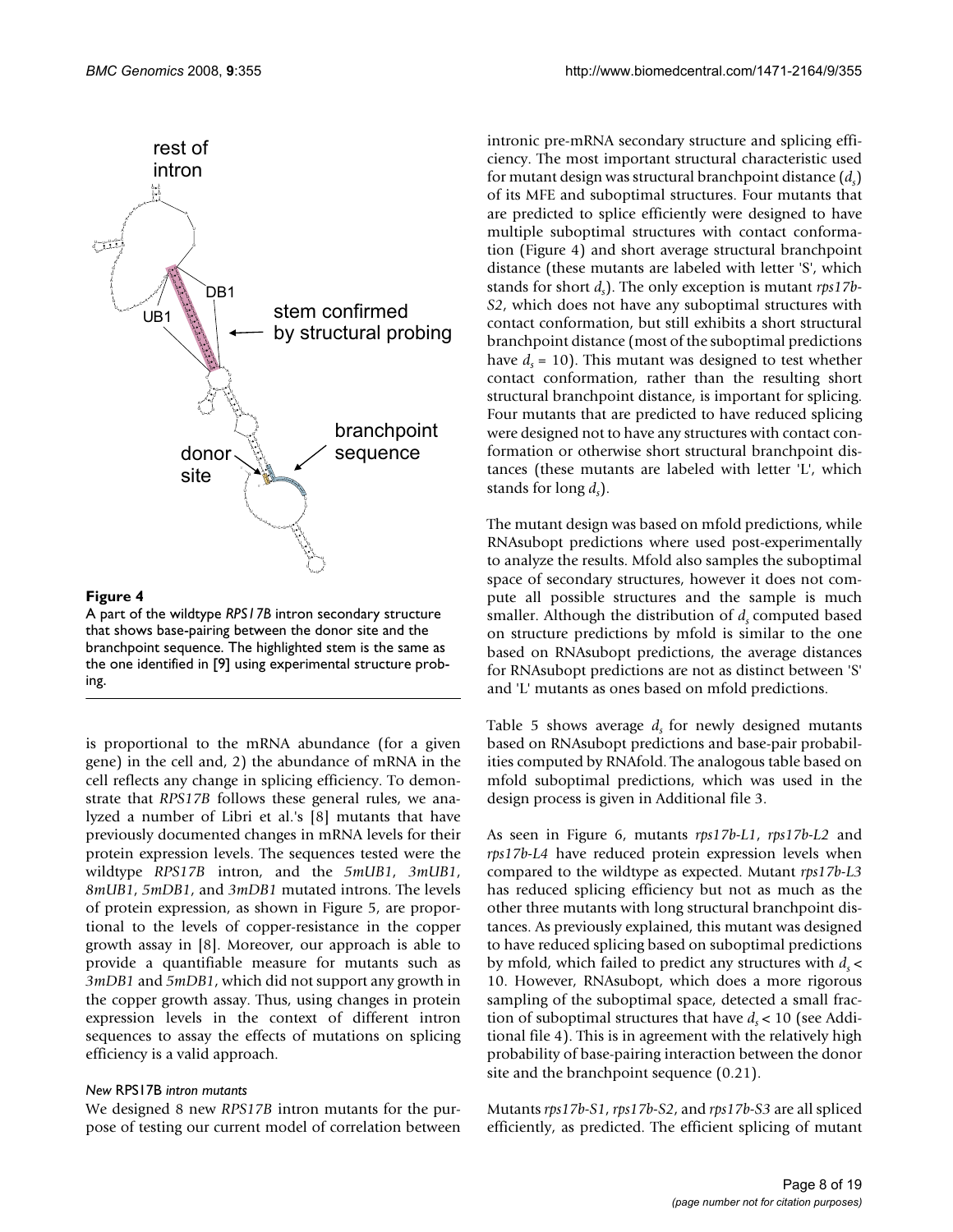**Figure 4**

A part of the wildtype *RPS17B* intron secondary structure that shows base-pairing between the donor site and the branchpoint sequence. The highlighted stem is the same as the one identified in [9] using experimental structure probing.

is proportional to the mRNA abundance (for a given gene) in the cell and, 2) the abundance of mRNA in the cell reflects any change in splicing efficiency. To demonstrate that *RPS17B* follows these general rules, we analyzed a number of Libri et al.'s [8] mutants that have previously documented changes in mRNA levels for their protein expression levels. The sequences tested were the wildtype *RPS17B* intron, and the *5mUB1*, *3mUB1*, *8mUB1*, *5mDB1*, and *3mDB1* mutated introns. The levels of protein expression, as shown in Figure 5, are proportional to the levels of copper-resistance in the copper growth assay in [8]. Moreover, our approach is able to provide a quantifiable measure for mutants such as *3mDB1* and *5mDB1*, which did not support any growth in the copper growth assay. Thus, using changes in protein expression levels in the context of different intron sequences to assay the effects of mutations on splicing efficiency is a valid approach.

### *New* RPS17B *intron mutants*

We designed 8 new *RPS17B* intron mutants for the purpose of testing our current model of correlation between intronic pre-mRNA secondary structure and splicing efficiency. The most important structural characteristic used for mutant design was structural branchpoint distance ($d_s$) of its MFE and suboptimal structures. Four mutants that are predicted to splice efficiently were designed to have multiple suboptimal structures with contact conformation (Figure 4) and short average structural branchpoint distance (these mutants are labeled with letter 'S', which stands for short $d_s$). The only exception is mutant *rps17b-S2*, which does not have any suboptimal structures with contact conformation, but still exhibits a short structural branchpoint distance (most of the suboptimal predictions have $d_s = 10$). This mutant was designed to test whether contact conformation, rather than the resulting short structural branchpoint distance, is important for splicing. Four mutants that are predicted to have reduced splicing were designed not to have any structures with contact conformation or otherwise short structural branchpoint distances (these mutants are labeled with letter 'L', which stands for long $d_s$).

The mutant design was based on mfold predictions, while RNAsubopt predictions where used post-experimentally to analyze the results. Mfold also samples the suboptimal space of secondary structures, however it does not compute all possible structures and the sample is much smaller. Although the distribution of $d_s$ computed based on structure predictions by mfold is similar to the one based on RNAsubopt predictions, the average distances for RNAsubopt predictions are not as distinct between 'S' and 'L' mutants as ones based on mfold predictions.

Table 5 shows average $d_s$ for newly designed mutants based on RNAsubopt predictions and base-pair probabilities computed by RNAfold. The analogous table based on mfold suboptimal predictions, which was used in the design process is given in Additional file 3.

As seen in Figure 6, mutants *rps17b-L1*, *rps17b-L2* and *rps17b-L4* have reduced protein expression levels when compared to the wildtype as expected. Mutant *rps17b-L3* has reduced splicing efficiency but not as much as the other three mutants with long structural branchpoint distances. As previously explained, this mutant was designed to have reduced splicing based on suboptimal predictions by mfold, which failed to predict any structures with $d_s < 10$. However, RNAsubopt, which does a more rigorous sampling of the suboptimal space, detected a small fraction of suboptimal structures that have $d_s < 10$ (see Additional file 4). This is in agreement with the relatively high probability of base-pairing interaction between the donor site and the branchpoint sequence (0.21).

Mutants *rps17b-S1*, *rps17b-S2*, and *rps17b-S3* are all spliced efficiently, as predicted. The efficient splicing of mutant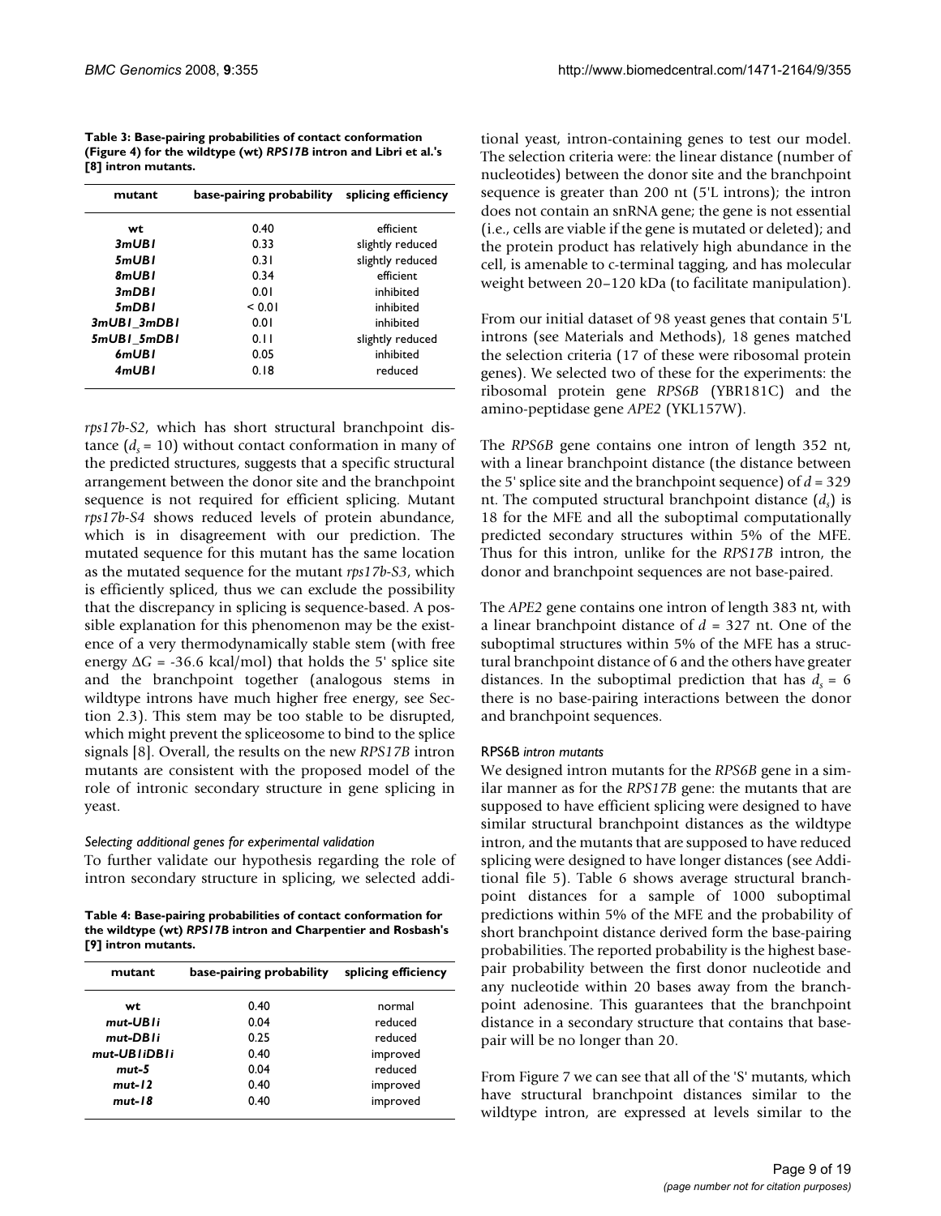**Table 3: Base-pairing probabilities of contact conformation (Figure 4) for the wildtype (wt) *RPS17B* intron and Libri et al.'s [8] intron mutants.**

| mutant | base-pairing probability | splicing efficiency |
|---|---|---|
| **wt** | 0.40 | efficient |
| ***3mUB1*** | 0.33 | slightly reduced |
| ***5mUB1*** | 0.31 | slightly reduced |
| ***8mUB1*** | 0.34 | efficient |
| ***3mDB1*** | 0.01 | inhibited |
| ***5mDB1*** | < 0.01 | inhibited |
| ***3mUB1_3mDB1*** | 0.01 | inhibited |
| ***5mUB1_5mDB1*** | 0.11 | slightly reduced |
| ***6mUB1*** | 0.05 | inhibited |
| ***4mUB1*** | 0.18 | reduced |

*rps17b-S2*, which has short structural branchpoint distance ($d_s = 10$) without contact conformation in many of the predicted structures, suggests that a specific structural arrangement between the donor site and the branchpoint sequence is not required for efficient splicing. Mutant *rps17b-S4* shows reduced levels of protein abundance, which is in disagreement with our prediction. The mutated sequence for this mutant has the same location as the mutated sequence for the mutant *rps17b-S3*, which is efficiently spliced, thus we can exclude the possibility that the discrepancy in splicing is sequence-based. A possible explanation for this phenomenon may be the existence of a very thermodynamically stable stem (with free energy $\Delta G$ = -36.6 kcal/mol) that holds the 5' splice site and the branchpoint together (analogous stems in wildtype introns have much higher free energy, see Section 2.3). This stem may be too stable to be disrupted, which might prevent the spliceosome to bind to the splice signals [8]. Overall, the results on the new *RPS17B* intron mutants are consistent with the proposed model of the role of intronic secondary structure in gene splicing in yeast.

#### *Selecting additional genes for experimental validation*

To further validate our hypothesis regarding the role of intron secondary structure in splicing, we selected additional yeast, intron-containing genes to test our model. The selection criteria were: the linear distance (number of nucleotides) between the donor site and the branchpoint sequence is greater than 200 nt (5'L introns); the intron does not contain an snRNA gene; the gene is not essential (i.e., cells are viable if the gene is mutated or deleted); and the protein product has relatively high abundance in the cell, is amenable to c-terminal tagging, and has molecular weight between 20–120 kDa (to facilitate manipulation).

**Table 4: Base-pairing probabilities of contact conformation for the wildtype (wt) *RPS17B* intron and Charpentier and Rosbash's [9] intron mutants.**

| mutant | base-pairing probability | splicing efficiency |
|---|---|---|
| **wt** | 0.40 | normal |
| ***mut-UB1i*** | 0.04 | reduced |
| ***mut-DB1i*** | 0.25 | reduced |
| ***mut-UB1iDB1i*** | 0.40 | improved |
| ***mut-5*** | 0.04 | reduced |
| ***mut-12*** | 0.40 | improved |
| ***mut-18*** | 0.40 | improved |

From our initial dataset of 98 yeast genes that contain 5'L introns (see Materials and Methods), 18 genes matched the selection criteria (17 of these were ribosomal protein genes). We selected two of these for the experiments: the ribosomal protein gene *RPS6B* (YBR181C) and the amino-peptidase gene *APE2* (YKL157W).

The *RPS6B* gene contains one intron of length 352 nt, with a linear branchpoint distance (the distance between the 5' splice site and the branchpoint sequence) of $d = 329$ nt. The computed structural branchpoint distance ($d_s$) is 18 for the MFE and all the suboptimal computationally predicted secondary structures within 5% of the MFE. Thus for this intron, unlike for the *RPS17B* intron, the donor and branchpoint sequences are not base-paired.

The *APE2* gene contains one intron of length 383 nt, with a linear branchpoint distance of $d = 327$ nt. One of the suboptimal structures within 5% of the MFE has a structural branchpoint distance of 6 and the others have greater distances. In the suboptimal prediction that has $d_s = 6$ there is no base-pairing interactions between the donor and branchpoint sequences.

#### RPS6B *intron mutants*

We designed intron mutants for the *RPS6B* gene in a similar manner as for the *RPS17B* gene: the mutants that are supposed to have efficient splicing were designed to have similar structural branchpoint distances as the wildtype intron, and the mutants that are supposed to have reduced splicing were designed to have longer distances (see Additional file 5). Table 6 shows average structural branchpoint distances for a sample of 1000 suboptimal predictions within 5% of the MFE and the probability of short branchpoint distance derived form the base-pairing probabilities. The reported probability is the highest base-pair probability between the first donor nucleotide and any nucleotide within 20 bases away from the branchpoint adenosine. This guarantees that the branchpoint distance in a secondary structure that contains that base-pair will be no longer than 20.

From Figure 7 we can see that all of the 'S' mutants, which have structural branchpoint distances similar to the wildtype intron, are expressed at levels similar to the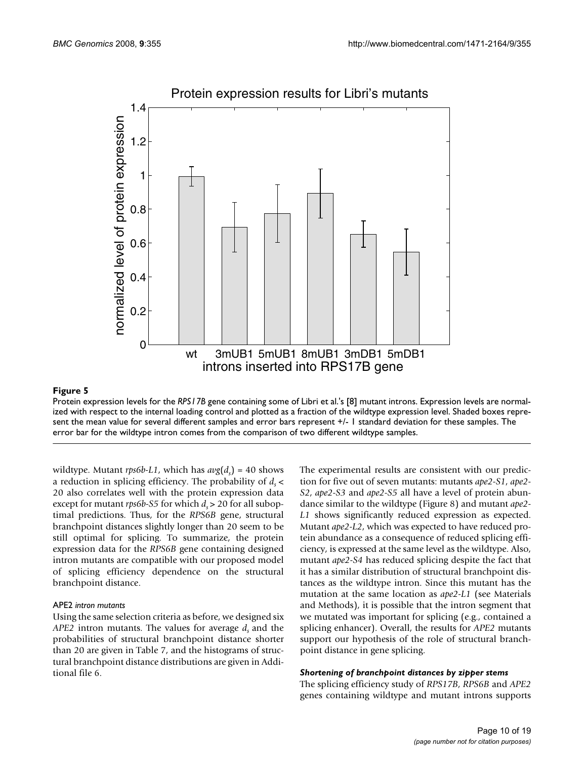**Figure 5**

Protein expression levels for the *RPS17B* gene containing some of Libri et al.'s [8] mutant introns. Expression levels are normalized with respect to the internal loading control and plotted as a fraction of the wildtype expression level. Shaded boxes represent the mean value for several different samples and error bars represent +/- 1 standard deviation for these samples. The error bar for the wildtype intron comes from the comparison of two different wildtype samples.

wildtype. Mutant *rps6b-L1*, which has $avg(d_s) = 40$ shows a reduction in splicing efficiency. The probability of $d_s < 20$ also correlates well with the protein expression data except for mutant *rps6b-S5* for which $d_s > 20$ for all suboptimal predictions. Thus, for the *RPS6B* gene, structural branchpoint distances slightly longer than 20 seem to be still optimal for splicing. To summarize, the protein expression data for the *RPS6B* gene containing designed intron mutants are compatible with our proposed model of splicing efficiency dependence on the structural branchpoint distance.

### APE2 *intron mutants*

Using the same selection criteria as before, we designed six *APE2* intron mutants. The values for average $d_s$ and the probabilities of structural branchpoint distance shorter than 20 are given in Table 7, and the histograms of structural branchpoint distance distributions are given in Additional file 6.

The experimental results are consistent with our prediction for five out of seven mutants: mutants *ape2-S1*, *ape2-S2*, *ape2-S3* and *ape2-S5* all have a level of protein abundance similar to the wildtype (Figure 8) and mutant *ape2-L1* shows significantly reduced expression as expected. Mutant *ape2-L2*, which was expected to have reduced protein abundance as a consequence of reduced splicing efficiency, is expressed at the same level as the wildtype. Also, mutant *ape2-S4* has reduced splicing despite the fact that it has a similar distribution of structural branchpoint distances as the wildtype intron. Since this mutant has the mutation at the same location as *ape2-L1* (see Materials and Methods), it is possible that the intron segment that we mutated was important for splicing (e.g., contained a splicing enhancer). Overall, the results for *APE2* mutants support our hypothesis of the role of structural branchpoint distance in gene splicing.

### *Shortening of branchpoint distances by zipper stems*

The splicing efficiency study of *RPS17B*, *RPS6B* and *APE2* genes containing wildtype and mutant introns supports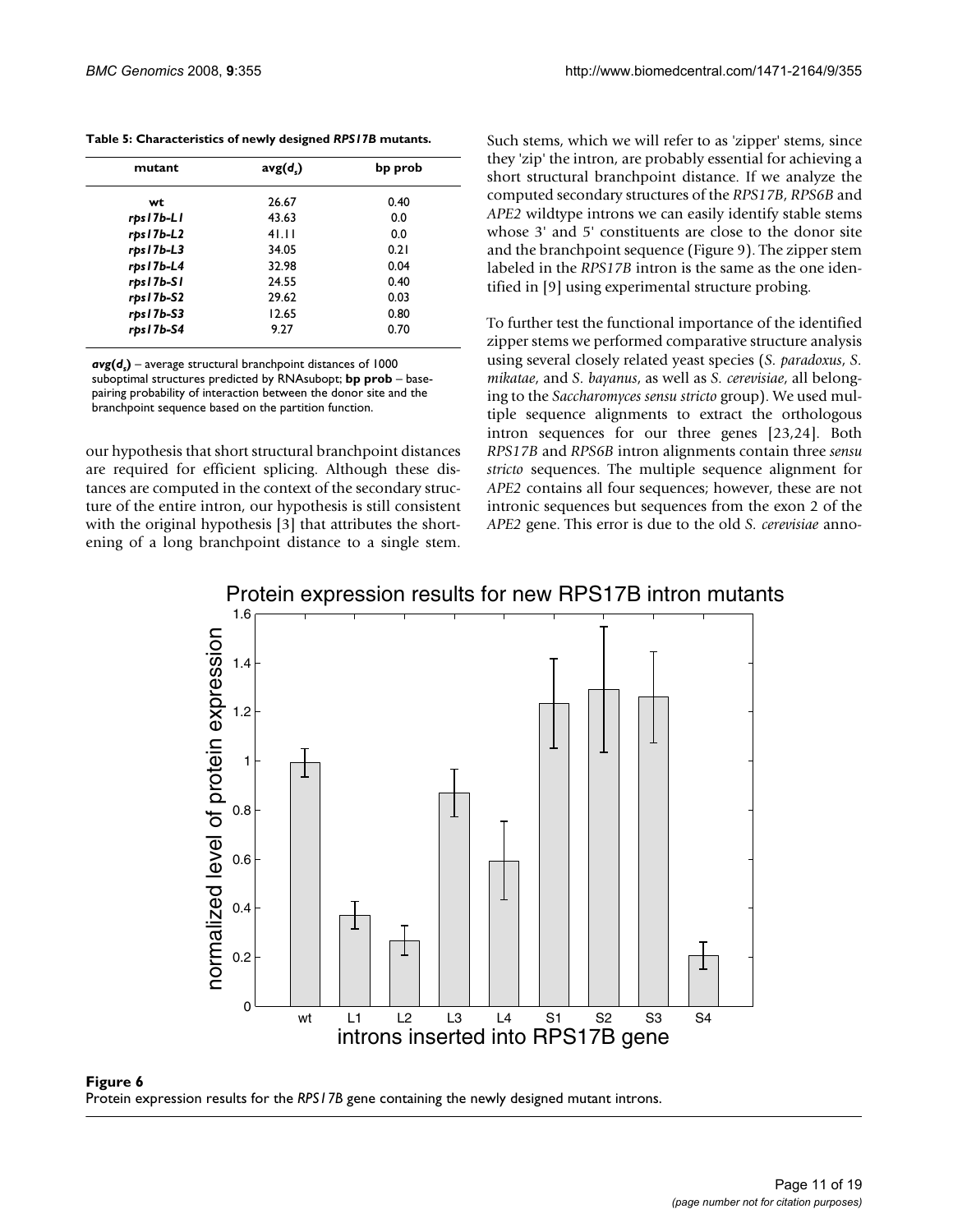**Table 5: Characteristics of newly designed *RPS17B* mutants.**

| mutant | avg($d_s$) | bp prob |
|---|---|---|
| wt | 26.67 | 0.40 |
| *rps17b-L1* | 43.63 | 0.0 |
| *rps17b-L2* | 41.11 | 0.0 |
| *rps17b-L3* | 34.05 | 0.21 |
| *rps17b-L4* | 32.98 | 0.04 |
| *rps17b-S1* | 24.55 | 0.40 |
| *rps17b-S2* | 29.62 | 0.03 |
| *rps17b-S3* | 12.65 | 0.80 |
| *rps17b-S4* | 9.27 | 0.70 |

***avg($d_s$)*** – average structural branchpoint distances of 1000 suboptimal structures predicted by RNAsubopt; **bp prob** – base-pairing probability of interaction between the donor site and the branchpoint sequence based on the partition function.

our hypothesis that short structural branchpoint distances are required for efficient splicing. Although these distances are computed in the context of the secondary structure of the entire intron, our hypothesis is still consistent with the original hypothesis [3] that attributes the shortening of a long branchpoint distance to a single stem. Such stems, which we will refer to as 'zipper' stems, since they 'zip' the intron, are probably essential for achieving a short structural branchpoint distance. If we analyze the computed secondary structures of the *RPS17B*, *RPS6B* and *APE2* wildtype introns we can easily identify stable stems whose 3' and 5' constituents are close to the donor site and the branchpoint sequence (Figure 9). The zipper stem labeled in the *RPS17B* intron is the same as the one identified in [9] using experimental structure probing.

To further test the functional importance of the identified zipper stems we performed comparative structure analysis using several closely related yeast species (*S. paradoxus*, *S. mikatae*, and *S. bayanus*, as well as *S. cerevisiae*, all belonging to the *Saccharomyces sensu stricto* group). We used multiple sequence alignments to extract the orthologous intron sequences for our three genes [23,24]. Both *RPS17B* and *RPS6B* intron alignments contain three *sensu stricto* sequences. The multiple sequence alignment for *APE2* contains all four sequences; however, these are not intronic sequences but sequences from the exon 2 of the *APE2* gene. This error is due to the old *S. cerevisiae* anno-

**Figure 6**
Protein expression results for the *RPS17B* gene containing the newly designed mutant introns.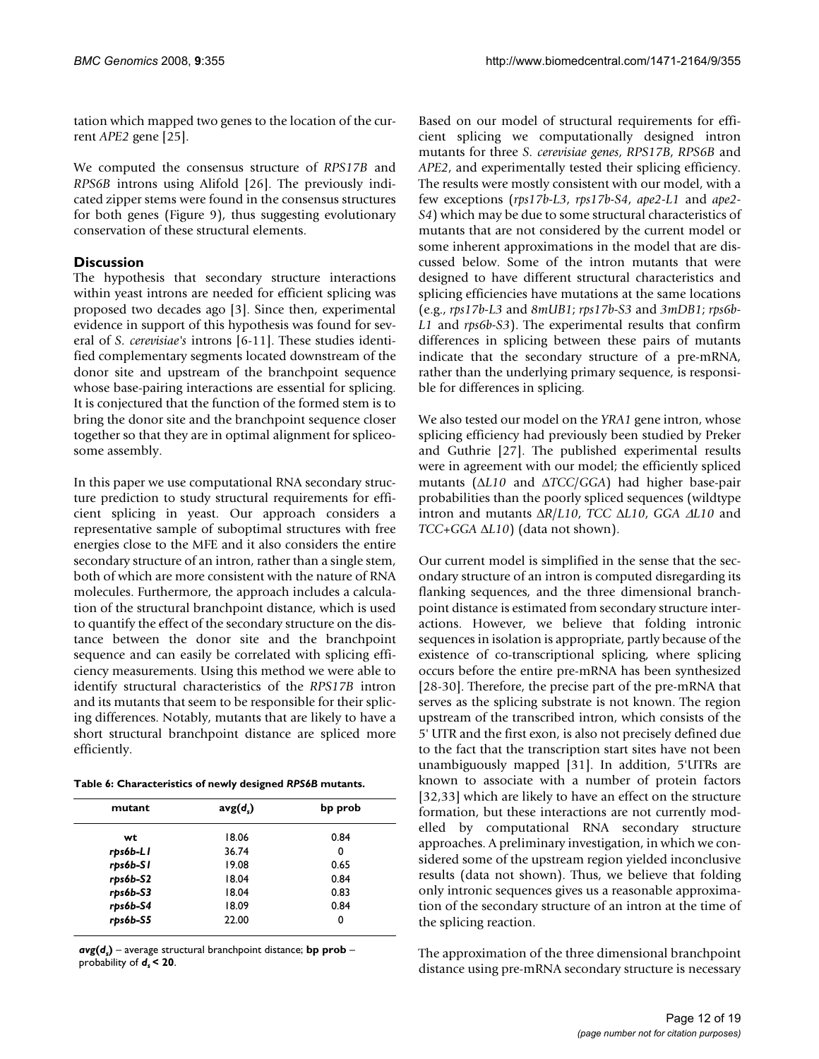tation which mapped two genes to the location of the current *APE2* gene [25].

We computed the consensus structure of *RPS17B* and *RPS6B* introns using Alifold [26]. The previously indicated zipper stems were found in the consensus structures for both genes (Figure 9), thus suggesting evolutionary conservation of these structural elements.

## Discussion

The hypothesis that secondary structure interactions within yeast introns are needed for efficient splicing was proposed two decades ago [3]. Since then, experimental evidence in support of this hypothesis was found for several of *S. cerevisiae's* introns [6-11]. These studies identified complementary segments located downstream of the donor site and upstream of the branchpoint sequence whose base-pairing interactions are essential for splicing. It is conjectured that the function of the formed stem is to bring the donor site and the branchpoint sequence closer together so that they are in optimal alignment for spliceosome assembly.

In this paper we use computational RNA secondary structure prediction to study structural requirements for efficient splicing in yeast. Our approach considers a representative sample of suboptimal structures with free energies close to the MFE and it also considers the entire secondary structure of an intron, rather than a single stem, both of which are more consistent with the nature of RNA molecules. Furthermore, the approach includes a calculation of the structural branchpoint distance, which is used to quantify the effect of the secondary structure on the distance between the donor site and the branchpoint sequence and can easily be correlated with splicing efficiency measurements. Using this method we were able to identify structural characteristics of the *RPS17B* intron and its mutants that seem to be responsible for their splicing differences. Notably, mutants that are likely to have a short structural branchpoint distance are spliced more efficiently.

**Table 6: Characteristics of newly designed *RPS6B* mutants.**

| mutant | avg($d_s$) | bp prob |
|---|---|---|
| wt | 18.06 | 0.84 |
| *rps6b-L1* | 36.74 | 0 |
| *rps6b-S1* | 19.08 | 0.65 |
| *rps6b-S2* | 18.04 | 0.84 |
| *rps6b-S3* | 18.04 | 0.83 |
| *rps6b-S4* | 18.09 | 0.84 |
| *rps6b-S5* | 22.00 | 0 |

***avg*($d_s$)** – average structural branchpoint distance; **bp prob** – probability of $d_s < 20$.

Based on our model of structural requirements for efficient splicing we computationally designed intron mutants for three *S. cerevisiae genes*, *RPS17B*, *RPS6B* and *APE2*, and experimentally tested their splicing efficiency. The results were mostly consistent with our model, with a few exceptions (*rps17b-L3*, *rps17b-S4*, *ape2-L1* and *ape2-S4*) which may be due to some structural characteristics of mutants that are not considered by the current model or some inherent approximations in the model that are discussed below. Some of the intron mutants that were designed to have different structural characteristics and splicing efficiencies have mutations at the same locations (e.g., *rps17b-L3* and *8mUB1*; *rps17b-S3* and *3mDB1*; *rps6b-L1* and *rps6b-S3*). The experimental results that confirm differences in splicing between these pairs of mutants indicate that the secondary structure of a pre-mRNA, rather than the underlying primary sequence, is responsible for differences in splicing.

We also tested our model on the *YRA1* gene intron, whose splicing efficiency had previously been studied by Preker and Guthrie [27]. The published experimental results were in agreement with our model; the efficiently spliced mutants (Δ*L10* and Δ*TCC/GGA*) had higher base-pair probabilities than the poorly spliced sequences (wildtype intron and mutants Δ*R/L10*, *TCC* Δ*L10*, *GGA* Δ*L10* and *TCC+GGA* Δ*L10*) (data not shown).

Our current model is simplified in the sense that the secondary structure of an intron is computed disregarding its flanking sequences, and the three dimensional branchpoint distance is estimated from secondary structure interactions. However, we believe that folding intronic sequences in isolation is appropriate, partly because of the existence of co-transcriptional splicing, where splicing occurs before the entire pre-mRNA has been synthesized [28-30]. Therefore, the precise part of the pre-mRNA that serves as the splicing substrate is not known. The region upstream of the transcribed intron, which consists of the 5' UTR and the first exon, is also not precisely defined due to the fact that the transcription start sites have not been unambiguously mapped [31]. In addition, 5'UTRs are known to associate with a number of protein factors [32,33] which are likely to have an effect on the structure formation, but these interactions are not currently modelled by computational RNA secondary structure approaches. A preliminary investigation, in which we considered some of the upstream region yielded inconclusive results (data not shown). Thus, we believe that folding only intronic sequences gives us a reasonable approximation of the secondary structure of an intron at the time of the splicing reaction.

The approximation of the three dimensional branchpoint distance using pre-mRNA secondary structure is necessary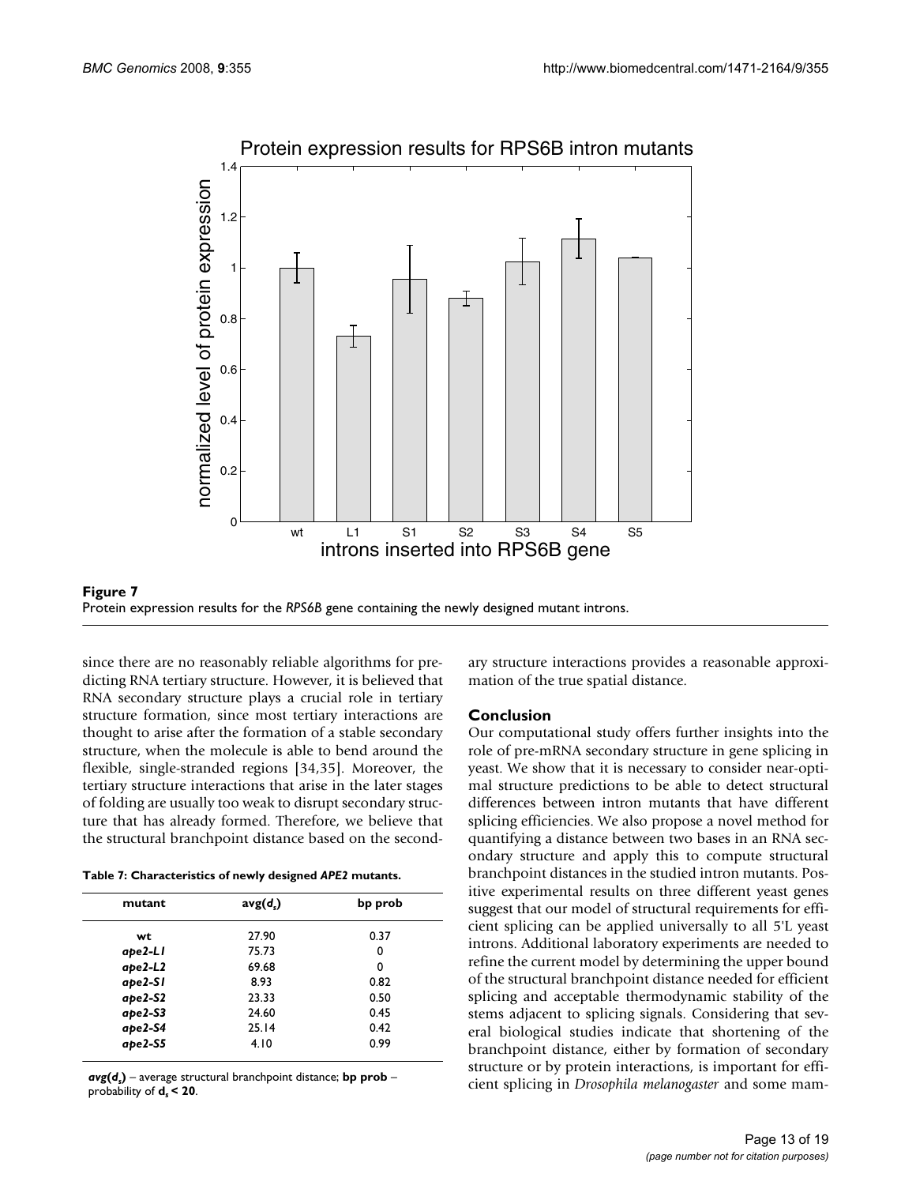**Figure 7**
Protein expression results for the *RPS6B* gene containing the newly designed mutant introns.

since there are no reasonably reliable algorithms for predicting RNA tertiary structure. However, it is believed that RNA secondary structure plays a crucial role in tertiary structure formation, since most tertiary interactions are thought to arise after the formation of a stable secondary structure, when the molecule is able to bend around the flexible, single-stranded regions [34,35]. Moreover, the tertiary structure interactions that arise in the later stages of folding are usually too weak to disrupt secondary structure that has already formed. Therefore, we believe that the structural branchpoint distance based on the secondary structure interactions provides a reasonable approximation of the true spatial distance.

**Table 7: Characteristics of newly designed *APE2* mutants.**

| mutant | avg($d_s$) | bp prob |
|---|---|---|
| wt | 27.90 | 0.37 |
| *ape2-L1* | 75.73 | 0 |
| *ape2-L2* | 69.68 | 0 |
| *ape2-S1* | 8.93 | 0.82 |
| *ape2-S2* | 23.33 | 0.50 |
| *ape2-S3* | 24.60 | 0.45 |
| *ape2-S4* | 25.14 | 0.42 |
| *ape2-S5* | 4.10 | 0.99 |

***avg($d_s$)*** – average structural branchpoint distance; **bp prob** – probability of $d_s < 20$.

## Conclusion

Our computational study offers further insights into the role of pre-mRNA secondary structure in gene splicing in yeast. We show that it is necessary to consider near-optimal structure predictions to be able to detect structural differences between intron mutants that have different splicing efficiencies. We also propose a novel method for quantifying a distance between two bases in an RNA secondary structure and apply this to compute structural branchpoint distances in the studied intron mutants. Positive experimental results on three different yeast genes suggest that our model of structural requirements for efficient splicing can be applied universally to all 5'L yeast introns. Additional laboratory experiments are needed to refine the current model by determining the upper bound of the structural branchpoint distance needed for efficient splicing and acceptable thermodynamic stability of the stems adjacent to splicing signals. Considering that several biological studies indicate that shortening of the branchpoint distance, either by formation of secondary structure or by protein interactions, is important for efficient splicing in *Drosophila melanogaster* and some mam-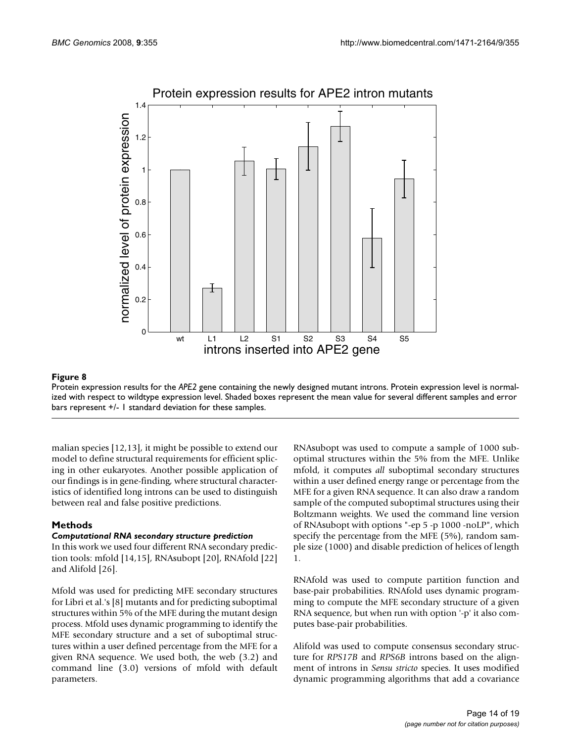**Figure 8**

Protein expression results for the *APE2* gene containing the newly designed mutant introns. Protein expression level is normalized with respect to wildtype expression level. Shaded boxes represent the mean value for several different samples and error bars represent +/- 1 standard deviation for these samples.

malian species [12,13], it might be possible to extend our model to define structural requirements for efficient splicing in other eukaryotes. Another possible application of our findings is in gene-finding, where structural characteristics of identified long introns can be used to distinguish between real and false positive predictions.

## Methods

### *Computational RNA secondary structure prediction*

In this work we used four different RNA secondary prediction tools: mfold [14,15], RNAsubopt [20], RNAfold [22] and Alifold [26].

Mfold was used for predicting MFE secondary structures for Libri et al.'s [8] mutants and for predicting suboptimal structures within 5% of the MFE during the mutant design process. Mfold uses dynamic programming to identify the MFE secondary structure and a set of suboptimal structures within a user defined percentage from the MFE for a given RNA sequence. We used both, the web (3.2) and command line (3.0) versions of mfold with default parameters.

RNAsubopt was used to compute a sample of 1000 suboptimal structures within the 5% from the MFE. Unlike mfold, it computes *all* suboptimal secondary structures within a user defined energy range or percentage from the MFE for a given RNA sequence. It can also draw a random sample of the computed suboptimal structures using their Boltzmann weights. We used the command line version of RNAsubopt with options "-ep 5 -p 1000 -noLP", which specify the percentage from the MFE (5%), random sample size (1000) and disable prediction of helices of length 1.

RNAfold was used to compute partition function and base-pair probabilities. RNAfold uses dynamic programming to compute the MFE secondary structure of a given RNA sequence, but when run with option '-p' it also computes base-pair probabilities.

Alifold was used to compute consensus secondary structure for *RPS17B* and *RPS6B* introns based on the alignment of introns in *Sensu stricto* species. It uses modified dynamic programming algorithms that add a covariance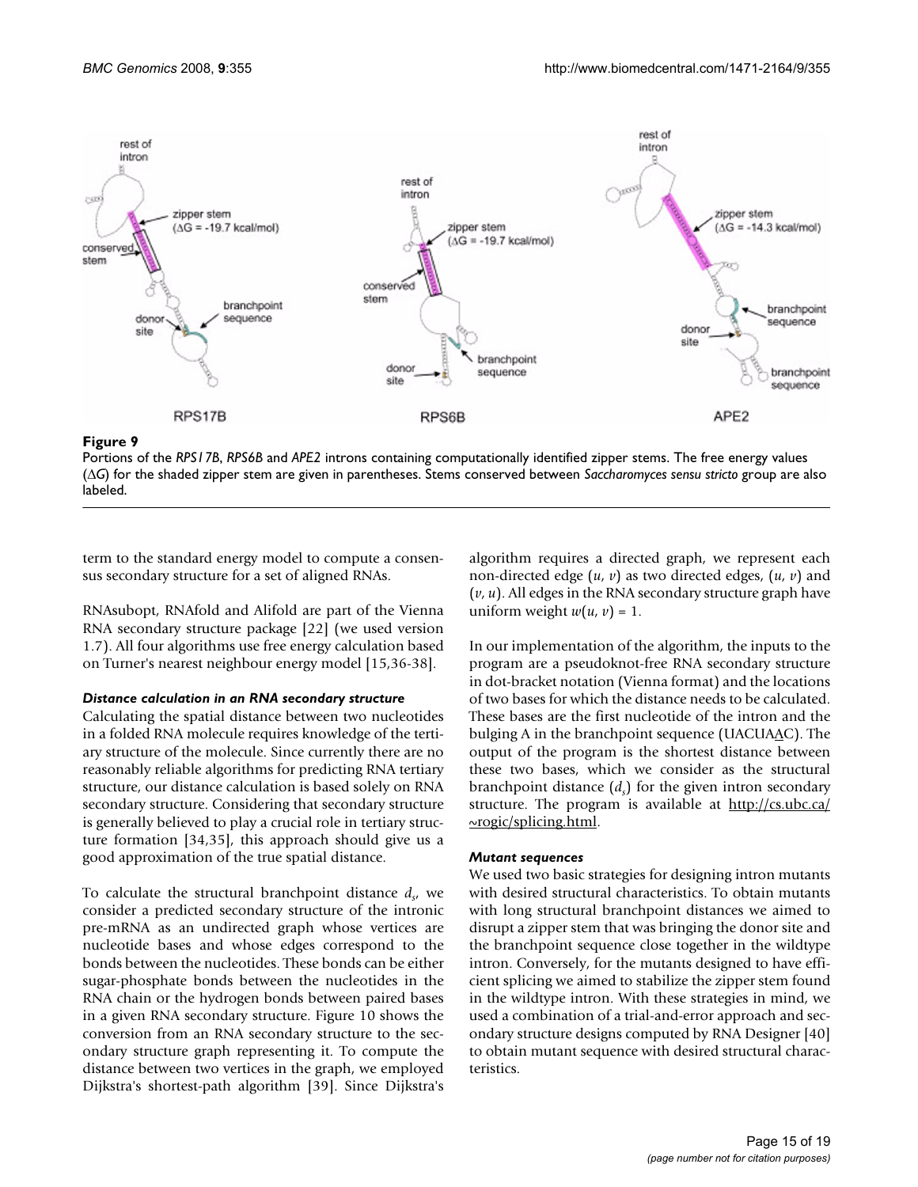**Figure 9**

Portions of the *RPS17B*, *RPS6B* and *APE2* introns containing computationally identified zipper stems. The free energy values (Δ*G*) for the shaded zipper stem are given in parentheses. Stems conserved between *Saccharomyces sensu stricto* group are also labeled.

term to the standard energy model to compute a consensus secondary structure for a set of aligned RNAs.

RNAsubopt, RNAfold and Alifold are part of the Vienna RNA secondary structure package [22] (we used version 1.7). All four algorithms use free energy calculation based on Turner's nearest neighbour energy model [15,36-38].

### *Distance calculation in an RNA secondary structure*

Calculating the spatial distance between two nucleotides in a folded RNA molecule requires knowledge of the tertiary structure of the molecule. Since currently there are no reasonably reliable algorithms for predicting RNA tertiary structure, our distance calculation is based solely on RNA secondary structure. Considering that secondary structure is generally believed to play a crucial role in tertiary structure formation [34,35], this approach should give us a good approximation of the true spatial distance.

To calculate the structural branchpoint distance $d_s$, we consider a predicted secondary structure of the intronic pre-mRNA as an undirected graph whose vertices are nucleotide bases and whose edges correspond to the bonds between the nucleotides. These bonds can be either sugar-phosphate bonds between the nucleotides in the RNA chain or the hydrogen bonds between paired bases in a given RNA secondary structure. Figure 10 shows the conversion from an RNA secondary structure to the secondary structure graph representing it. To compute the distance between two vertices in the graph, we employed Dijkstra's shortest-path algorithm [39]. Since Dijkstra's algorithm requires a directed graph, we represent each non-directed edge $(u, v)$ as two directed edges, $(u, v)$ and $(v, u)$. All edges in the RNA secondary structure graph have uniform weight $w(u, v) = 1$.

In our implementation of the algorithm, the inputs to the program are a pseudoknot-free RNA secondary structure in dot-bracket notation (Vienna format) and the locations of two bases for which the distance needs to be calculated. These bases are the first nucleotide of the intron and the bulging A in the branchpoint sequence (UACUA<u>A</u>C). The output of the program is the shortest distance between these two bases, which we consider as the structural branchpoint distance ($d_s$) for the given intron secondary structure. The program is available at http://cs.ubc.ca/~rogic/splicing.html.

### *Mutant sequences*

We used two basic strategies for designing intron mutants with desired structural characteristics. To obtain mutants with long structural branchpoint distances we aimed to disrupt a zipper stem that was bringing the donor site and the branchpoint sequence close together in the wildtype intron. Conversely, for the mutants designed to have efficient splicing we aimed to stabilize the zipper stem found in the wildtype intron. With these strategies in mind, we used a combination of a trial-and-error approach and secondary structure designs computed by RNA Designer [40] to obtain mutant sequence with desired structural characteristics.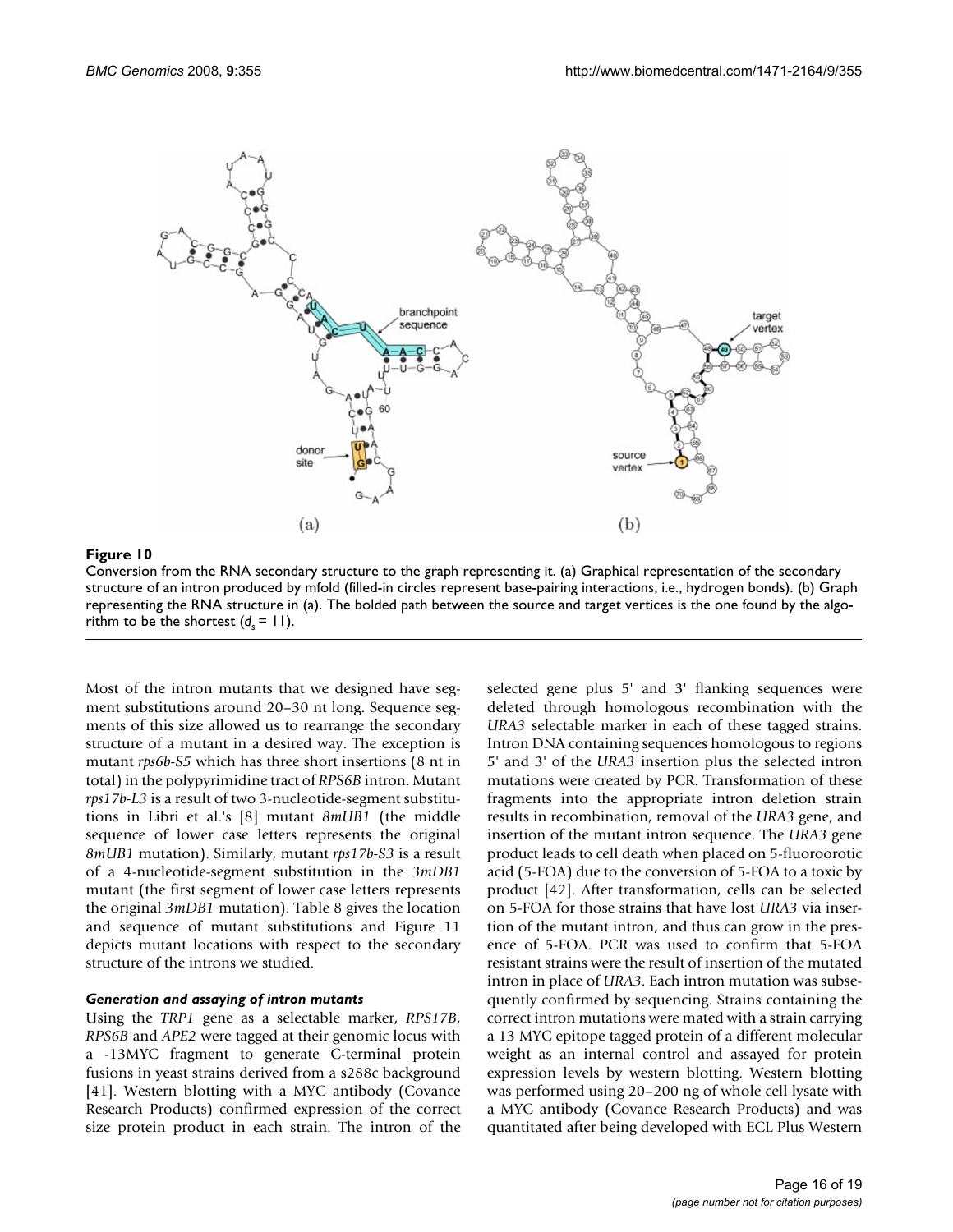**Figure 10**

Conversion from the RNA secondary structure to the graph representing it. (a) Graphical representation of the secondary structure of an intron produced by mfold (filled-in circles represent base-pairing interactions, i.e., hydrogen bonds). (b) Graph representing the RNA structure in (a). The bolded path between the source and target vertices is the one found by the algorithm to be the shortest ($d_s = 11$).

Most of the intron mutants that we designed have segment substitutions around 20–30 nt long. Sequence segments of this size allowed us to rearrange the secondary structure of a mutant in a desired way. The exception is mutant *rps6b-S5* which has three short insertions (8 nt in total) in the polypyrimidine tract of *RPS6B* intron. Mutant *rps17b-L3* is a result of two 3-nucleotide-segment substitutions in Libri et al.'s [8] mutant *8mUB1* (the middle sequence of lower case letters represents the original *8mUB1* mutation). Similarly, mutant *rps17b-S3* is a result of a 4-nucleotide-segment substitution in the *3mDB1* mutant (the first segment of lower case letters represents the original *3mDB1* mutation). Table 8 gives the location and sequence of mutant substitutions and Figure 11 depicts mutant locations with respect to the secondary structure of the introns we studied.

#### *Generation and assaying of intron mutants*

Using the *TRP1* gene as a selectable marker, *RPS17B*, *RPS6B* and *APE2* were tagged at their genomic locus with a -13MYC fragment to generate C-terminal protein fusions in yeast strains derived from a s288c background [41]. Western blotting with a MYC antibody (Covance Research Products) confirmed expression of the correct size protein product in each strain. The intron of the selected gene plus 5' and 3' flanking sequences were deleted through homologous recombination with the *URA3* selectable marker in each of these tagged strains. Intron DNA containing sequences homologous to regions 5' and 3' of the *URA3* insertion plus the selected intron mutations were created by PCR. Transformation of these fragments into the appropriate intron deletion strain results in recombination, removal of the *URA3* gene, and insertion of the mutant intron sequence. The *URA3* gene product leads to cell death when placed on 5-fluoroorotic acid (5-FOA) due to the conversion of 5-FOA to a toxic by product [42]. After transformation, cells can be selected on 5-FOA for those strains that have lost *URA3* via insertion of the mutant intron, and thus can grow in the presence of 5-FOA. PCR was used to confirm that 5-FOA resistant strains were the result of insertion of the mutated intron in place of *URA3*. Each intron mutation was subsequently confirmed by sequencing. Strains containing the correct intron mutations were mated with a strain carrying a 13 MYC epitope tagged protein of a different molecular weight as an internal control and assayed for protein expression levels by western blotting. Western blotting was performed using 20–200 ng of whole cell lysate with a MYC antibody (Covance Research Products) and was quantitated after being developed with ECL Plus Western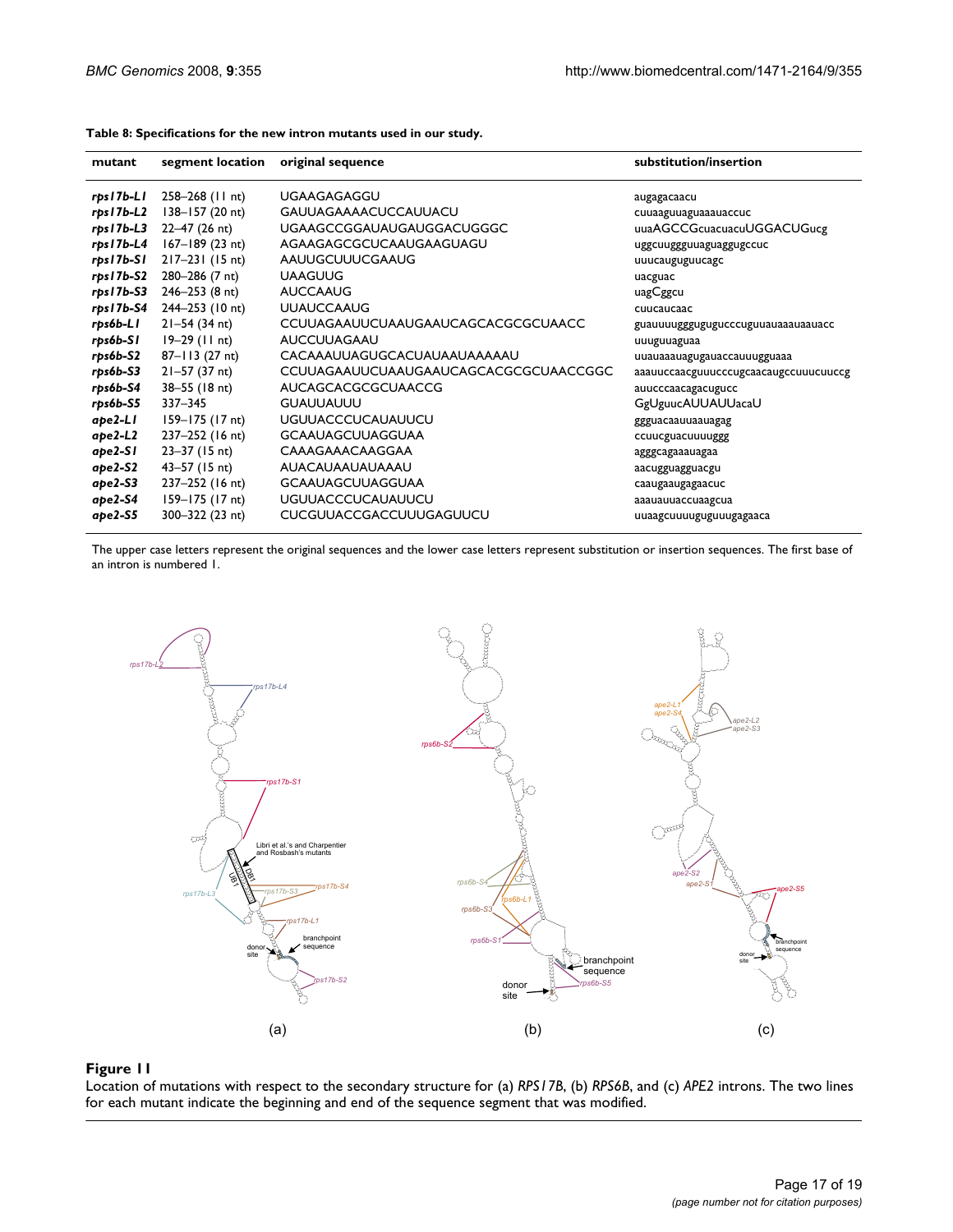**Table 8: Specifications for the new intron mutants used in our study.**

| mutant | segment location | original sequence | substitution/insertion |
|---|---|---|---|
| *rps17b-L1* | 258–268 (11 nt) | UGAAGAGAGGU | augagacaacu |
| *rps17b-L2* | 138–157 (20 nt) | GAUUAGAAAACUCCAUUACU | cuuaaguuaguaaaauaccuc |
| *rps17b-L3* | 22–47 (26 nt) | UGAAGCCGGAUAUGAUGGACUGGGC | uuaAGCCGcuacuacuUGGACUGucg |
| *rps17b-L4* | 167–189 (23 nt) | AGAAGAGCGCUCAAUGAAGUAGU | uggcuugggguuaguaggugccuc |
| *rps17b-S1* | 217–231 (15 nt) | AAUUGCUUUCGAAUG | uuucauguguucagc |
| *rps17b-S2* | 280–286 (7 nt) | UAAGUUG | uacguac |
| *rps17b-S3* | 246–253 (8 nt) | AUCCAAUG | uagCggcu |
| *rps17b-S4* | 244–253 (10 nt) | UUAUCCAAUG | cuucaucaac |
| *rps6b-L1* | 21–54 (34 nt) | CCUUAGAAUUCUAAUGAAUCAGCACGCGCUAACC | guauuuugggugugucccuguuauaaauaauacc |
| *rps6b-S1* | 19–29 (11 nt) | AUCCUUAGAAU | uuuguuaguaa |
| *rps6b-S2* | 87–113 (27 nt) | CACAAAUUAGUGCACUAUAAUAAAAAU | uuauaaauagugauaccauuugguaaa |
| *rps6b-S3* | 21–57 (37 nt) | CCUUAGAAUUCUAAUGAAUCAGCACGCGCUAACCGGC | aaauuccaacguuucccugcaacaugccuuucuuccg |
| *rps6b-S4* | 38–55 (18 nt) | AUCAGCACGCGCUAACCG | auucccaacagacugucc |
| *rps6b-S5* | 337–345 | GUAUUAUUU | GgUguucAUUAUUacaU |
| *ape2-L1* | 159–175 (17 nt) | UGUUACCCUCAUAUUCU | ggguacaauuaauagag |
| *ape2-L2* | 237–252 (16 nt) | GCAAUAGCUUAGGUAA | ccuucguacuuuuggg |
| *ape2-S1* | 23–37 (15 nt) | CAAAGAAACAAGGAA | agggcagaaauagaa |
| *ape2-S2* | 43–57 (15 nt) | AUACAUAAUAUAAAU | aacugguagguacgu |
| *ape2-S3* | 237–252 (16 nt) | GCAAUAGCUUAGGUAA | caaugaaugagaacuc |
| *ape2-S4* | 159–175 (17 nt) | UGUUACCCUCAUAUUCU | aaauauuaccuaagcua |
| *ape2-S5* | 300–322 (23 nt) | CUCGUUACCGACCUUUGAGUUCU | uuaagcuuuuguguuugagaaca |

The upper case letters represent the original sequences and the lower case letters represent substitution or insertion sequences. The first base of an intron is numbered 1.

**Figure 11**
Location of mutations with respect to the secondary structure for (a) *RPS17B*, (b) *RPS6B*, and (c) *APE2* introns. The two lines for each mutant indicate the beginning and end of the sequence segment that was modified.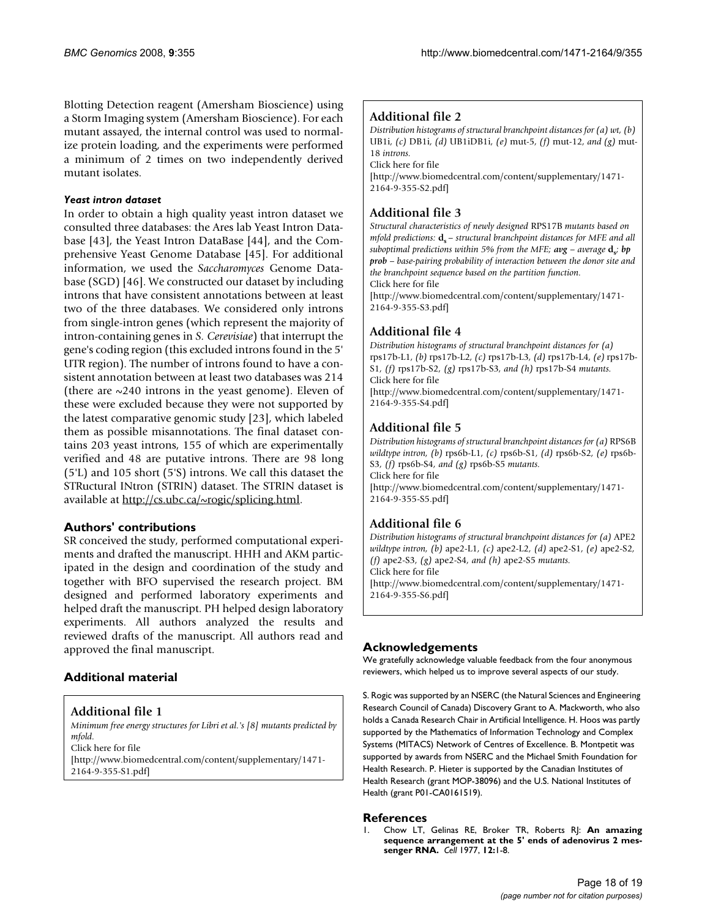Blotting Detection reagent (Amersham Bioscience) using a Storm Imaging system (Amersham Bioscience). For each mutant assayed, the internal control was used to normalize protein loading, and the experiments were performed a minimum of 2 times on two independently derived mutant isolates.

#### *Yeast intron dataset*

In order to obtain a high quality yeast intron dataset we consulted three databases: the Ares lab Yeast Intron Database [43], the Yeast Intron DataBase [44], and the Comprehensive Yeast Genome Database [45]. For additional information, we used the *Saccharomyces* Genome Database (SGD) [46]. We constructed our dataset by including introns that have consistent annotations between at least two of the three databases. We considered only introns from single-intron genes (which represent the majority of intron-containing genes in *S. Cerevisiae*) that interrupt the gene's coding region (this excluded introns found in the 5' UTR region). The number of introns found to have a consistent annotation between at least two databases was 214 (there are ~240 introns in the yeast genome). Eleven of these were excluded because they were not supported by the latest comparative genomic study [23], which labeled them as possible misannotations. The final dataset contains 203 yeast introns, 155 of which are experimentally verified and 48 are putative introns. There are 98 long (5'L) and 105 short (5'S) introns. We call this dataset the STRuctural INtron (STRIN) dataset. The STRIN dataset is available at http://cs.ubc.ca/~rogic/splicing.html.

## Authors' contributions

SR conceived the study, performed computational experiments and drafted the manuscript. HHH and AKM participated in the design and coordination of the study and together with BFO supervised the research project. BM designed and performed laboratory experiments and helped draft the manuscript. PH helped design laboratory experiments. All authors analyzed the results and reviewed drafts of the manuscript. All authors read and approved the final manuscript.

## Additional material

### Additional file 1

*Minimum free energy structures for Libri et al.'s [8] mutants predicted by mfold.*
Click here for file
[http://www.biomedcentral.com/content/supplementary/1471-2164-9-355-S1.pdf]

### Additional file 2

*Distribution histograms of structural branchpoint distances for (a) wt, (b)* UB1i, *(c)* DB1i, *(d)* UB1iDB1i, *(e)* mut-5, *(f)* mut-12, *and (g)* mut-18 *introns.*
Click here for file
[http://www.biomedcentral.com/content/supplementary/1471-2164-9-355-S2.pdf]

### Additional file 3

*Structural characteristics of newly designed* RPS17B *mutants based on mfold predictions:* $\mathbf{d_s}$ *– structural branchpoint distances for MFE and all suboptimal predictions within 5% from the MFE;* ***avg*** *– average* $\mathbf{d_s}$*;* ***bp prob*** *– base-pairing probability of interaction between the donor site and the branchpoint sequence based on the partition function.*
Click here for file
[http://www.biomedcentral.com/content/supplementary/1471-2164-9-355-S3.pdf]

### Additional file 4

*Distribution histograms of structural branchpoint distances for (a)* rps17b-L1, *(b)* rps17b-L2, *(c)* rps17b-L3, *(d)* rps17b-L4, *(e)* rps17b-S1, *(f)* rps17b-S2, *(g)* rps17b-S3, *and (h)* rps17b-S4 *mutants.*
Click here for file
[http://www.biomedcentral.com/content/supplementary/1471-2164-9-355-S4.pdf]

### Additional file 5

*Distribution histograms of structural branchpoint distances for (a)* RPS6B *wildtype intron, (b)* rps6b-L1, *(c)* rps6b-S1, *(d)* rps6b-S2, *(e)* rps6b-S3, *(f)* rps6b-S4, *and (g)* rps6b-S5 *mutants.*
Click here for file
[http://www.biomedcentral.com/content/supplementary/1471-2164-9-355-S5.pdf]

### Additional file 6

*Distribution histograms of structural branchpoint distances for (a)* APE2 *wildtype intron, (b)* ape2-L1, *(c)* ape2-L2, *(d)* ape2-S1, *(e)* ape2-S2, *(f)* ape2-S3, *(g)* ape2-S4, *and (h)* ape2-S5 *mutants.*
Click here for file
[http://www.biomedcentral.com/content/supplementary/1471-2164-9-355-S6.pdf]

## Acknowledgements

We gratefully acknowledge valuable feedback from the four anonymous reviewers, which helped us to improve several aspects of our study.

S. Rogic was supported by an NSERC (the Natural Sciences and Engineering Research Council of Canada) Discovery Grant to A. Mackworth, who also holds a Canada Research Chair in Artificial Intelligence. H. Hoos was partly supported by the Mathematics of Information Technology and Complex Systems (MITACS) Network of Centres of Excellence. B. Montpetit was supported by awards from NSERC and the Michael Smith Foundation for Health Research. P. Hieter is supported by the Canadian Institutes of Health Research (grant MOP-38096) and the U.S. National Institutes of Health (grant P01-CA016519).

## References

1. Chow LT, Gelinas RE, Broker TR, Roberts RJ: **An amazing sequence arrangement at the 5' ends of adenovirus 2 messenger RNA.** *Cell* 1977, **12:**1-8.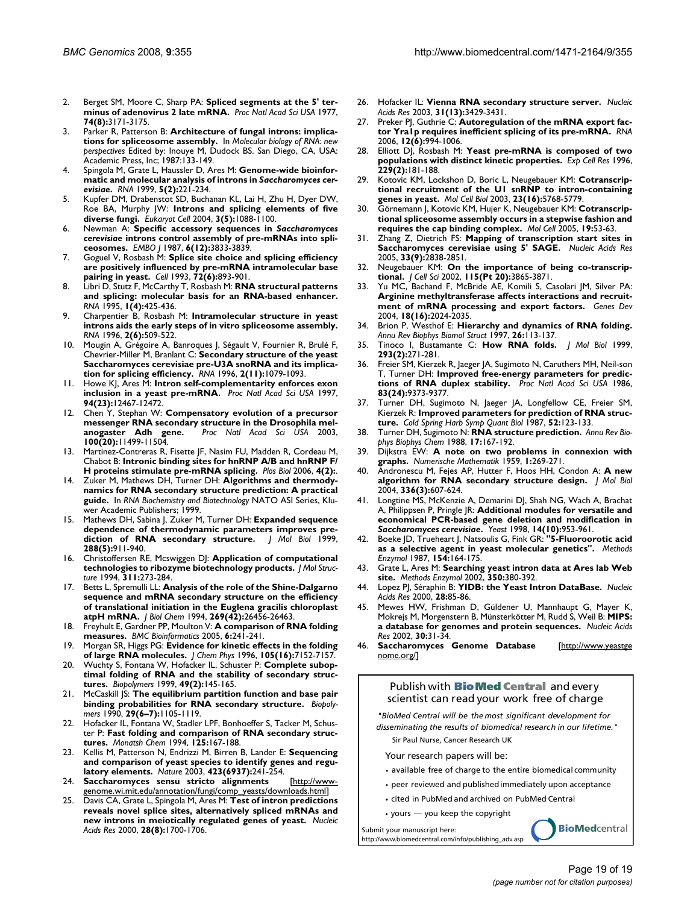2. Berget SM, Moore C, Sharp PA: **Spliced segments at the 5' terminus of adenovirus 2 late mRNA.** *Proc Natl Acad Sci USA* 1977, **74(8):**3171-3175.
3. Parker R, Patterson B: **Architecture of fungal introns: implications for spliceosome assembly.** In *Molecular biology of RNA: new perspectives* Edited by: Inouye M, Dudock BS. San Diego, CA, USA: Academic Press, Inc; 1987:133-149.
4. Spingola M, Grate L, Haussler D, Ares M: **Genome-wide bioinformatic and molecular analysis of introns in *Saccharomyces cerevisiae*.** *RNA* 1999, **5(2):**221-234.
5. Kupfer DM, Drabenstot SD, Buchanan KL, Lai H, Zhu H, Dyer DW, Roe BA, Murphy JW: **Introns and splicing elements of five diverse fungi.** *Eukaryot Cell* 2004, **3(5):**1088-1100.
6. Newman A: **Specific accessory sequences in *Saccharomyces cerevisiae* introns control assembly of pre-mRNAs into spliceosomes.** *EMBO J* 1987, **6(12):**3833-3839.
7. Goguel V, Rosbash M: **Splice site choice and splicing efficiency are positively influenced by pre-mRNA intramolecular base pairing in yeast.** *Cell* 1993, **72(6):**893-901.
8. Libri D, Stutz F, McCarthy T, Rosbash M: **RNA structural patterns and splicing: molecular basis for an RNA-based enhancer.** *RNA* 1995, **1(4):**425-436.
9. Charpentier B, Rosbash M: **Intramolecular structure in yeast introns aids the early steps of in vitro spliceosome assembly.** *RNA* 1996, **2(6):**509-522.
10. Mougin A, Grégoire A, Banroques J, Ségault V, Fournier R, Brulé F, Chevrier-Miller M, Branlant C: **Secondary structure of the yeast Saccharomyces cerevisiae pre-U3A snoRNA and its implication for splicing efficiency.** *RNA* 1996, **2(11):**1079-1093.
11. Howe KJ, Ares M: **Intron self-complementarity enforces exon inclusion in a yeast pre-mRNA.** *Proc Natl Acad Sci USA* 1997, **94(23):**12467-12472.
12. Chen Y, Stephan W: **Compensatory evolution of a precursor messenger RNA secondary structure in the Drosophila melanogaster Adh gene.** *Proc Natl Acad Sci USA* 2003, **100(20):**11499-11504.
13. Martinez-Contreras R, Fisette JF, Nasim FU, Madden R, Cordeau M, Chabot B: **Intronic binding sites for hnRNP A/B and hnRNP F/H proteins stimulate pre-mRNA splicing.** *Plos Biol* 2006, **4(2):**.
14. Zuker M, Mathews DH, Turner DH: **Algorithms and thermodynamics for RNA secondary structure prediction: A practical guide.** In *RNA Biochemistry and Biotechnology* NATO ASI Series, Kluwer Academic Publishers; 1999.
15. Mathews DH, Sabina J, Zuker M, Turner DH: **Expanded sequence dependence of thermodynamic parameters improves prediction of RNA secondary structure.** *J Mol Biol* 1999, **288(5):**911-940.
16. Christoffersen RE, Mcswiggen DJ: **Application of computational technologies to ribozyme biotechnology products.** *J Mol Structure* 1994, **311:**273-284.
17. Betts L, Spremulli LL: **Analysis of the role of the Shine-Dalgarno sequence and mRNA secondary structure on the efficiency of translational initiation in the Euglena gracilis chloroplast atpH mRNA.** *J Biol Chem* 1994, **269(42):**26456-26463.
18. Freyhult E, Gardner PP, Moulton V: **A comparison of RNA folding measures.** *BMC Bioinformatics* 2005, **6:**241-241.
19. Morgan SR, Higgs PG: **Evidence for kinetic effects in the folding of large RNA molecules.** *J Chem Phys* 1996, **105(16):**7152-7157.
20. Wuchty S, Fontana W, Hofacker IL, Schuster P: **Complete suboptimal folding of RNA and the stability of secondary structures.** *Biopolymers* 1999, **49(2):**145-165.
21. McCaskill JS: **The equilibrium partition function and base pair binding probabilities for RNA secondary structure.** *Biopolymers* 1990, **29(6–7):**1105-1119.
22. Hofacker IL, Fontana W, Stadler LPF, Bonhoeffer S, Tacker M, Schuster P: **Fast folding and comparison of RNA secondary structures.** *Monatsh Chem* 1994, **125:**167-188.
23. Kellis M, Patterson N, Endrizzi M, Birren B, Lander E: **Sequencing and comparison of yeast species to identify genes and regulatory elements.** *Nature* 2003, **423(6937):**241-254.
24. **Saccharomyces sensu stricto alignments** [http://www-genome.wi.mit.edu/annotation/fungi/comp_yeasts/downloads.html]
25. Davis CA, Grate L, Spingola M, Ares M: **Test of intron predictions reveals novel splice sites, alternatively spliced mRNAs and new introns in meiotically regulated genes of yeast.** *Nucleic Acids Res* 2000, **28(8):**1700-1706.
26. Hofacker IL: **Vienna RNA secondary structure server.** *Nucleic Acids Res* 2003, **31(13):**3429-3431.
27. Preker PJ, Guthrie C: **Autoregulation of the mRNA export factor Yra1p requires inefficient splicing of its pre-mRNA.** *RNA* 2006, **12(6):**994-1006.
28. Elliott DJ, Rosbash M: **Yeast pre-mRNA is composed of two populations with distinct kinetic properties.** *Exp Cell Res* 1996, **229(2):**181-188.
29. Kotovic KM, Lockshon D, Boric L, Neugebauer KM: **Cotranscriptional recruitment of the U1 snRNP to intron-containing genes in yeast.** *Mol Cell Biol* 2003, **23(16):**5768-5779.
30. Görnemann J, Kotovic KM, Hujer K, Neugebauer KM: **Cotranscriptional spliceosome assembly occurs in a stepwise fashion and requires the cap binding complex.** *Mol Cell* 2005, **19:**53-63.
31. Zhang Z, Dietrich FS: **Mapping of transcription start sites in Saccharomyces cerevisiae using 5' SAGE.** *Nucleic Acids Res* 2005, **33(9):**2838-2851.
32. Neugebauer KM: **On the importance of being co-transcriptional.** *J Cell Sci* 2002, **115(Pt 20):**3865-3871.
33. Yu MC, Bachand F, McBride AE, Komili S, Casolari JM, Silver PA: **Arginine methyltransferase affects interactions and recruitment of mRNA processing and export factors.** *Genes Dev* 2004, **18(16):**2024-2035.
34. Brion P, Westhof E: **Hierarchy and dynamics of RNA folding.** *Annu Rev Biophys Biomol Struct* 1997, **26:**113-137.
35. Tinoco I, Bustamante C: **How RNA folds.** *J Mol Biol* 1999, **293(2):**271-281.
36. Freier SM, Kierzek R, Jaeger JA, Sugimoto N, Caruthers MH, Neilson T, Turner DH: **Improved free-energy parameters for predictions of RNA duplex stability.** *Proc Natl Acad Sci USA* 1986, **83(24):**9373-9377.
37. Turner DH, Sugimoto N, Jaeger JA, Longfellow CE, Freier SM, Kierzek R: **Improved parameters for prediction of RNA structure.** *Cold Spring Harb Symp Quant Biol* 1987, **52:**123-133.
38. Turner DH, Sugimoto N: **RNA structure prediction.** *Annu Rev Biophys Biophys Chem* 1988, **17:**167-192.
39. Dijkstra EW: **A note on two problems in connexion with graphs.** *Numerische Mathematik* 1959, **1:**269-271.
40. Andronescu M, Fejes AP, Hutter F, Hoos HH, Condon A: **A new algorithm for RNA secondary structure design.** *J Mol Biol* 2004, **336(3):**607-624.
41. Longtine MS, McKenzie A, Demarini DJ, Shah NG, Wach A, Brachat A, Philippsen P, Pringle JR: **Additional modules for versatile and economical PCR-based gene deletion and modification in *Saccharomyces cerevisiae*.** *Yeast* 1998, **14(10):**953-961.
42. Boeke JD, Trueheart J, Natsoulis G, Fink GR: **"5-Fluoroorotic acid as a selective agent in yeast molecular genetics".** *Methods Enzymol* 1987, **154:**164-175.
43. Grate L, Ares M: **Searching yeast intron data at Ares lab Web site.** *Methods Enzymol* 2002, **350:**380-392.
44. Lopez PJ, Séraphin B: **YIDB: the Yeast Intron DataBase.** *Nucleic Acids Res* 2000, **28:**85-86.
45. Mewes HW, Frishman D, Güldener U, Mannhaupt G, Mayer K, Mokrejs M, Morgenstern B, Münsterkötter M, Rudd S, Weil B: **MIPS: a database for genomes and protein sequences.** *Nucleic Acids Res* 2002, **30:**31-34.
46. **Saccharomyces Genome Database** [http://www.yeastgenome.org/]

Publish with **BioMed Central** and every scientist can read your work free of charge

*"BioMed Central will be the most significant development for disseminating the results of biomedical research in our lifetime."*

Sir Paul Nurse, Cancer Research UK

Your research papers will be:

- available free of charge to the entire biomedical community
- peer reviewed and published immediately upon acceptance
- cited in PubMed and archived on PubMed Central
- yours — you keep the copyright

Submit your manuscript here:
http://www.biomedcentral.com/info/publishing_adv.asp

**BioMed**central